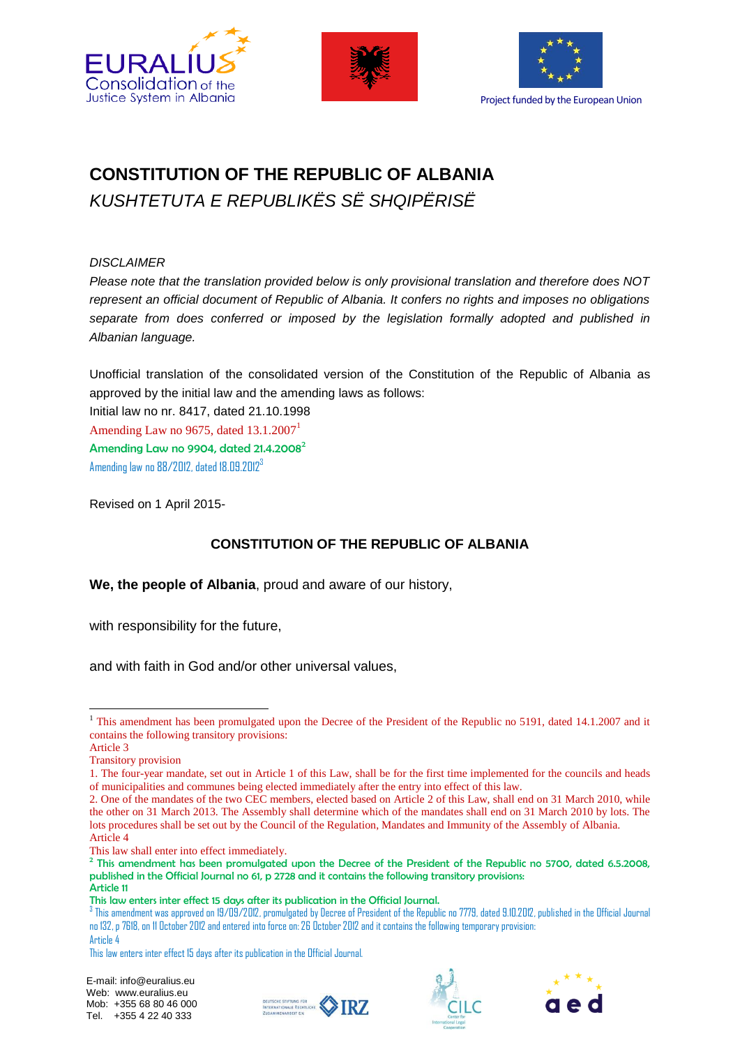# CONSTITUTION OF THE REPUBLIC OF ALBANIA

*KUSHTETUTA E REPUBLIKËS SË SHQIPËRISË*

*DISCLAIMER*

*Please note that the translation provided below is only provisional translation and therefore does NOT represent an official document of Republic of Albania. It confers no rights and imposes no obligations separate from does conferred or imposed by the legislation formally adopted and published in Albanian language.*

Unofficial translation of the consolidated version of the Constitution of the Republic of Albania as approved by the initial law and the amending laws as follows:

Initial law no nr. 8417, dated 21.10.1998

Amending Law no 9675, dated 13.1.2007[1]

Amending Law no 9904, dated 21.4.2008[2]

Amending law no 88/2012, dated 18.09.2012[3]

Revised on 1 April 2015-

## CONSTITUTION OF THE REPUBLIC OF ALBANIA

**We, the people of Albania**, proud and aware of our history,

with responsibility for the future,

and with faith in God and/or other universal values,

---

[1] This amendment has been promulgated upon the Decree of the President of the Republic no 5191, dated 14.1.2007 and it contains the following transitory provisions:

Article 3

Transitory provision

1. The four-year mandate, set out in Article 1 of this Law, shall be for the first time implemented for the councils and heads of municipalities and communes being elected immediately after the entry into effect of this law.
2. One of the mandates of the two CEC members, elected based on Article 2 of this Law, shall end on 31 March 2010, while the other on 31 March 2013. The Assembly shall determine which of the mandates shall end on 31 March 2010 by lots. The lots procedures shall be set out by the Council of the Regulation, Mandates and Immunity of the Assembly of Albania.

Article 4

This law shall enter into effect immediately.

[2] This amendment has been promulgated upon the Decree of the President of the Republic no 5700, dated 6.5.2008, published in the Official Journal no 61, p 2728 and it contains the following transitory provisions:

Article 11

This law enters inter effect 15 days after its publication in the Official Journal.

[3] This amendment was approved on 19/09/2012, promulgated by Decree of President of the Republic no 7779, dated 9.10.2012, published in the Official Journal no 132, p 7618, on 11 October 2012 and entered into force on: 26 October 2012 and it contains the following temporary provision:

Article 4

This law enters inter effect 15 days after its publication in the Official Journal.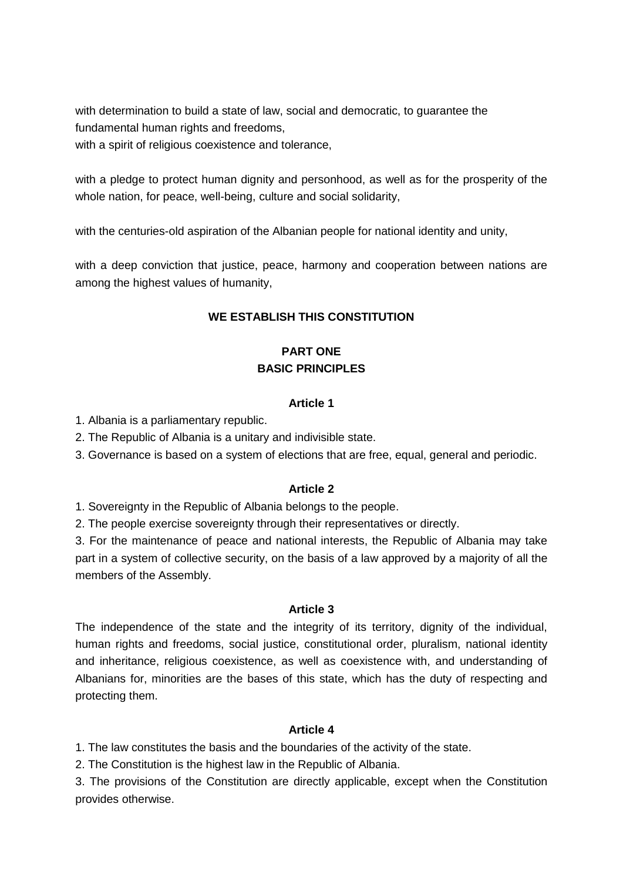with determination to build a state of law, social and democratic, to guarantee the fundamental human rights and freedoms,
with a spirit of religious coexistence and tolerance,

with a pledge to protect human dignity and personhood, as well as for the prosperity of the whole nation, for peace, well-being, culture and social solidarity,

with the centuries-old aspiration of the Albanian people for national identity and unity,

with a deep conviction that justice, peace, harmony and cooperation between nations are among the highest values of humanity,

**WE ESTABLISH THIS CONSTITUTION**

# PART ONE
# BASIC PRINCIPLES

### Article 1

1. Albania is a parliamentary republic.
2. The Republic of Albania is a unitary and indivisible state.
3. Governance is based on a system of elections that are free, equal, general and periodic.

### Article 2

1. Sovereignty in the Republic of Albania belongs to the people.
2. The people exercise sovereignty through their representatives or directly.
3. For the maintenance of peace and national interests, the Republic of Albania may take part in a system of collective security, on the basis of a law approved by a majority of all the members of the Assembly.

### Article 3

The independence of the state and the integrity of its territory, dignity of the individual, human rights and freedoms, social justice, constitutional order, pluralism, national identity and inheritance, religious coexistence, as well as coexistence with, and understanding of Albanians for, minorities are the bases of this state, which has the duty of respecting and protecting them.

### Article 4

1. The law constitutes the basis and the boundaries of the activity of the state.
2. The Constitution is the highest law in the Republic of Albania.
3. The provisions of the Constitution are directly applicable, except when the Constitution provides otherwise.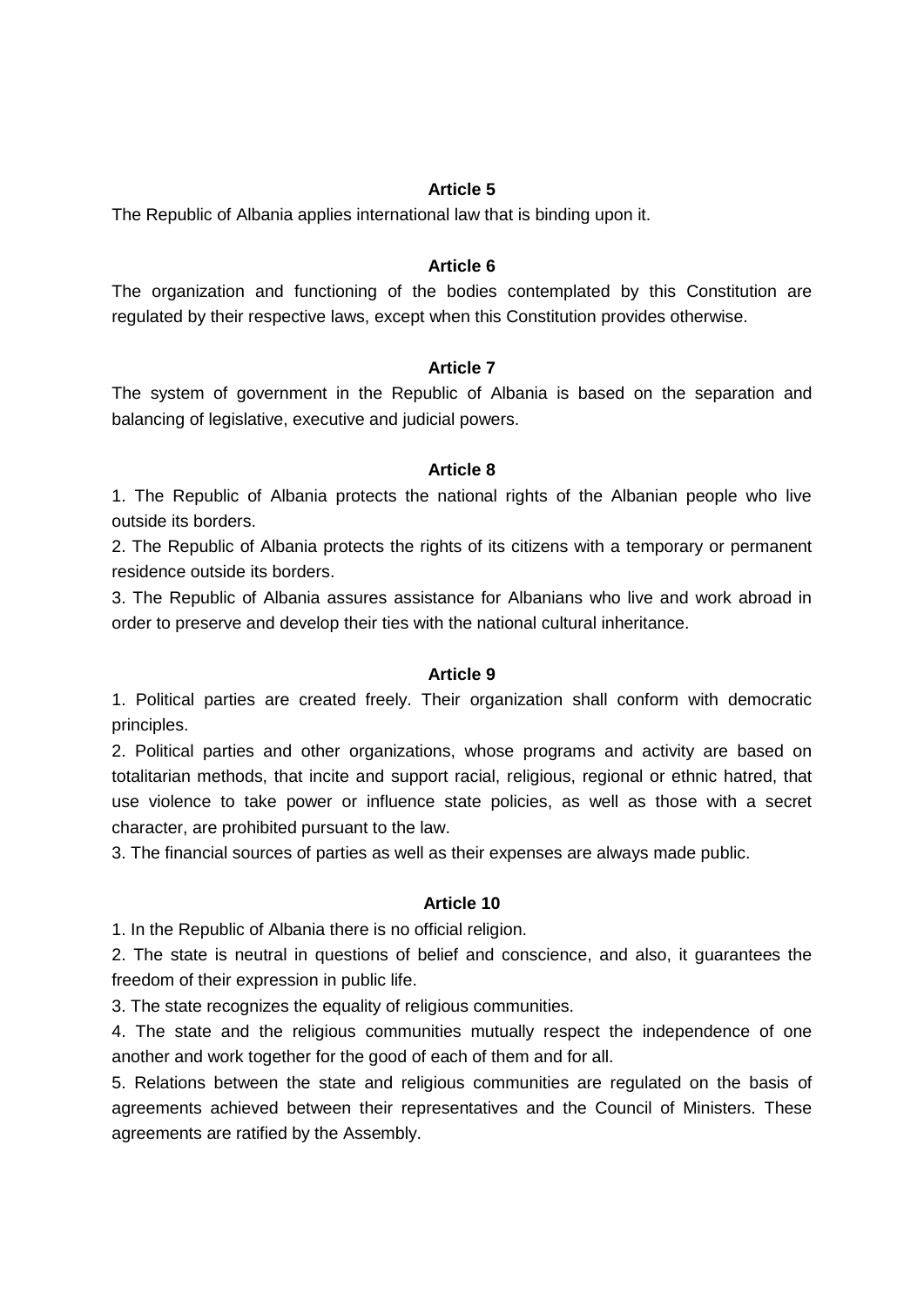**Article 5**

The Republic of Albania applies international law that is binding upon it.

**Article 6**

The organization and functioning of the bodies contemplated by this Constitution are regulated by their respective laws, except when this Constitution provides otherwise.

**Article 7**

The system of government in the Republic of Albania is based on the separation and balancing of legislative, executive and judicial powers.

**Article 8**

1. The Republic of Albania protects the national rights of the Albanian people who live outside its borders.
2. The Republic of Albania protects the rights of its citizens with a temporary or permanent residence outside its borders.
3. The Republic of Albania assures assistance for Albanians who live and work abroad in order to preserve and develop their ties with the national cultural inheritance.

**Article 9**

1. Political parties are created freely. Their organization shall conform with democratic principles.
2. Political parties and other organizations, whose programs and activity are based on totalitarian methods, that incite and support racial, religious, regional or ethnic hatred, that use violence to take power or influence state policies, as well as those with a secret character, are prohibited pursuant to the law.
3. The financial sources of parties as well as their expenses are always made public.

**Article 10**

1. In the Republic of Albania there is no official religion.
2. The state is neutral in questions of belief and conscience, and also, it guarantees the freedom of their expression in public life.
3. The state recognizes the equality of religious communities.
4. The state and the religious communities mutually respect the independence of one another and work together for the good of each of them and for all.
5. Relations between the state and religious communities are regulated on the basis of agreements achieved between their representatives and the Council of Ministers. These agreements are ratified by the Assembly.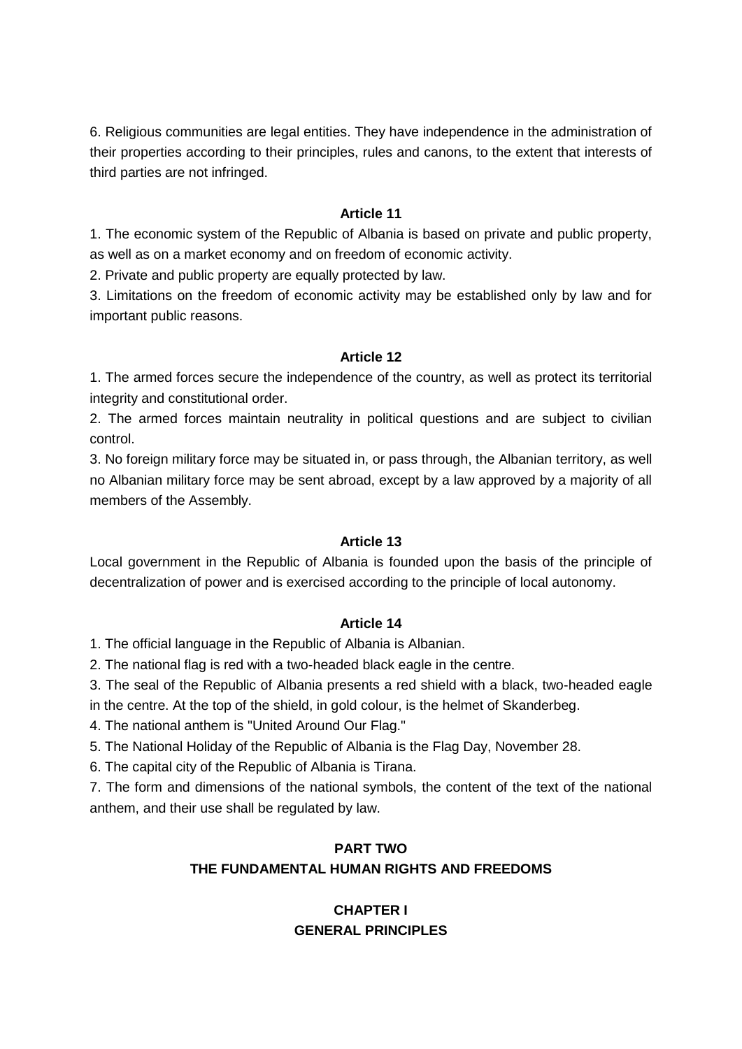6. Religious communities are legal entities. They have independence in the administration of their properties according to their principles, rules and canons, to the extent that interests of third parties are not infringed.

### Article 11

1. The economic system of the Republic of Albania is based on private and public property, as well as on a market economy and on freedom of economic activity.
2. Private and public property are equally protected by law.
3. Limitations on the freedom of economic activity may be established only by law and for important public reasons.

### Article 12

1. The armed forces secure the independence of the country, as well as protect its territorial integrity and constitutional order.
2. The armed forces maintain neutrality in political questions and are subject to civilian control.
3. No foreign military force may be situated in, or pass through, the Albanian territory, as well no Albanian military force may be sent abroad, except by a law approved by a majority of all members of the Assembly.

### Article 13

Local government in the Republic of Albania is founded upon the basis of the principle of decentralization of power and is exercised according to the principle of local autonomy.

### Article 14

1. The official language in the Republic of Albania is Albanian.
2. The national flag is red with a two-headed black eagle in the centre.
3. The seal of the Republic of Albania presents a red shield with a black, two-headed eagle in the centre. At the top of the shield, in gold colour, is the helmet of Skanderbeg.
4. The national anthem is "United Around Our Flag."
5. The National Holiday of the Republic of Albania is the Flag Day, November 28.
6. The capital city of the Republic of Albania is Tirana.
7. The form and dimensions of the national symbols, the content of the text of the national anthem, and their use shall be regulated by law.

# PART TWO
# THE FUNDAMENTAL HUMAN RIGHTS AND FREEDOMS

## CHAPTER I
## GENERAL PRINCIPLES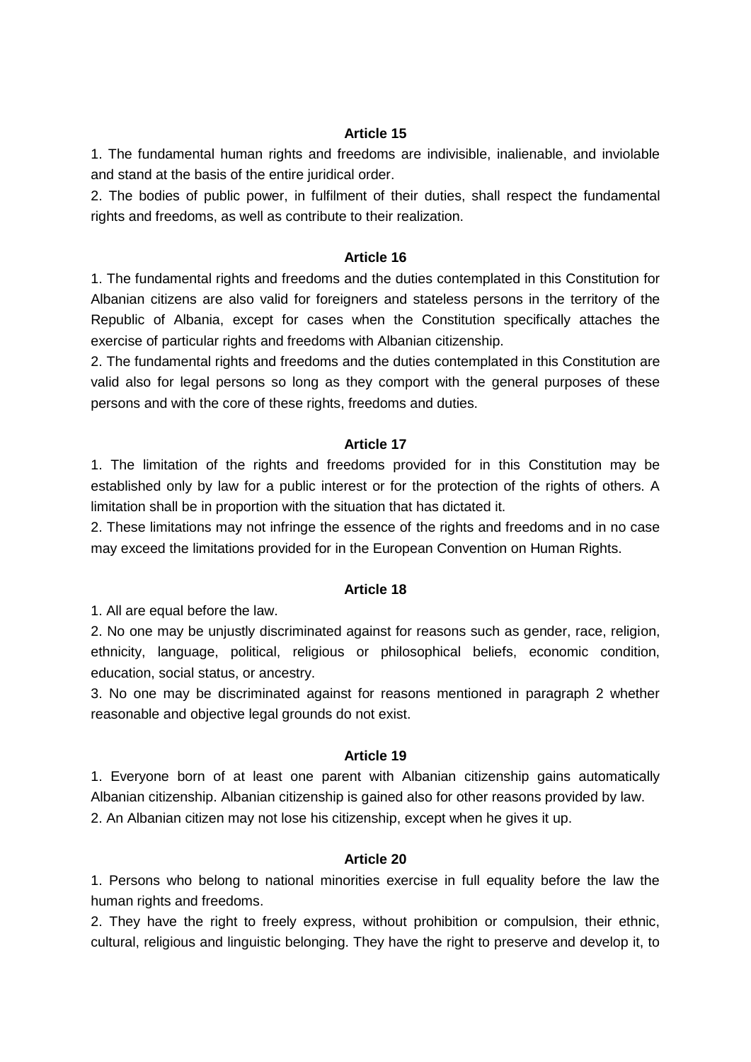**Article 15**

1. The fundamental human rights and freedoms are indivisible, inalienable, and inviolable and stand at the basis of the entire juridical order.
2. The bodies of public power, in fulfilment of their duties, shall respect the fundamental rights and freedoms, as well as contribute to their realization.

**Article 16**

1. The fundamental rights and freedoms and the duties contemplated in this Constitution for Albanian citizens are also valid for foreigners and stateless persons in the territory of the Republic of Albania, except for cases when the Constitution specifically attaches the exercise of particular rights and freedoms with Albanian citizenship.
2. The fundamental rights and freedoms and the duties contemplated in this Constitution are valid also for legal persons so long as they comport with the general purposes of these persons and with the core of these rights, freedoms and duties.

**Article 17**

1. The limitation of the rights and freedoms provided for in this Constitution may be established only by law for a public interest or for the protection of the rights of others. A limitation shall be in proportion with the situation that has dictated it.
2. These limitations may not infringe the essence of the rights and freedoms and in no case may exceed the limitations provided for in the European Convention on Human Rights.

**Article 18**

1. All are equal before the law.
2. No one may be unjustly discriminated against for reasons such as gender, race, religion, ethnicity, language, political, religious or philosophical beliefs, economic condition, education, social status, or ancestry.
3. No one may be discriminated against for reasons mentioned in paragraph 2 whether reasonable and objective legal grounds do not exist.

**Article 19**

1. Everyone born of at least one parent with Albanian citizenship gains automatically Albanian citizenship. Albanian citizenship is gained also for other reasons provided by law.
2. An Albanian citizen may not lose his citizenship, except when he gives it up.

**Article 20**

1. Persons who belong to national minorities exercise in full equality before the law the human rights and freedoms.
2. They have the right to freely express, without prohibition or compulsion, their ethnic, cultural, religious and linguistic belonging. They have the right to preserve and develop it, to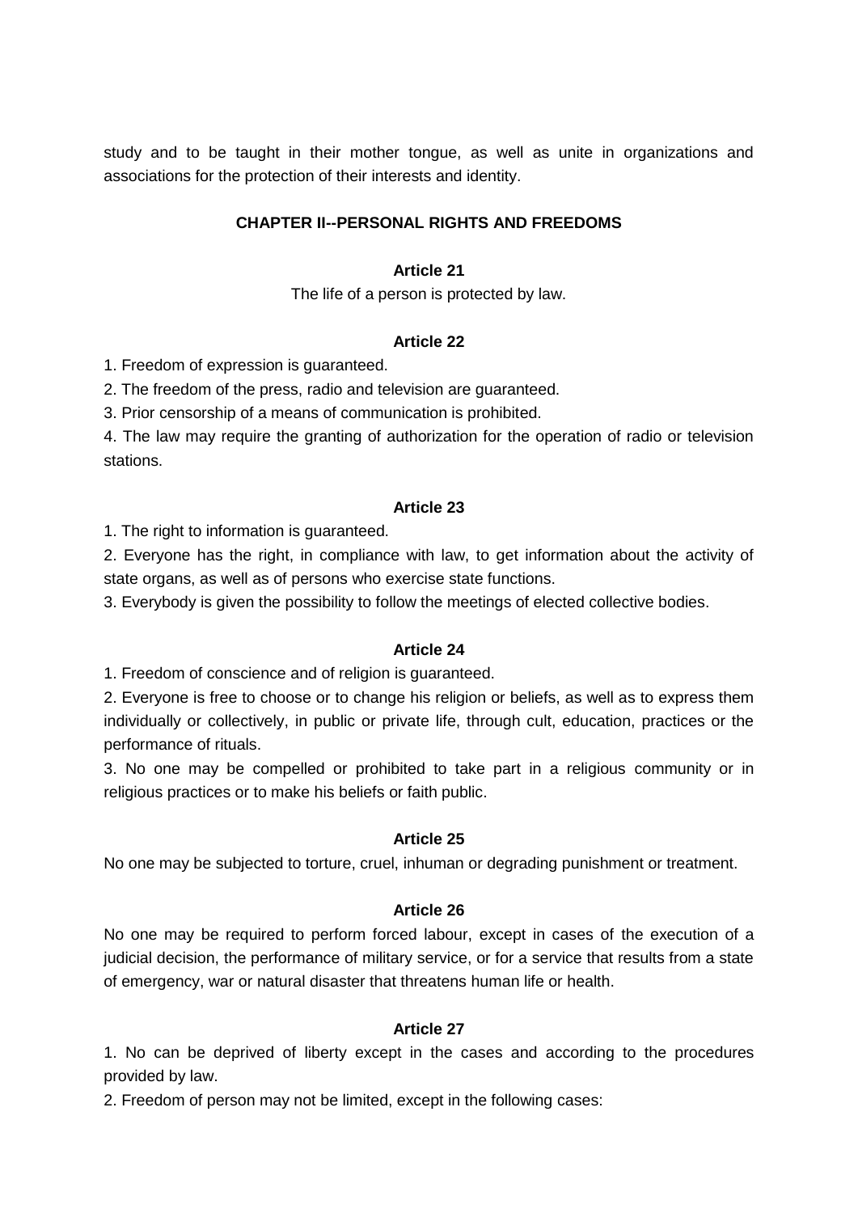study and to be taught in their mother tongue, as well as unite in organizations and associations for the protection of their interests and identity.

## CHAPTER II--PERSONAL RIGHTS AND FREEDOMS

### Article 21

The life of a person is protected by law.

### Article 22

1. Freedom of expression is guaranteed.
2. The freedom of the press, radio and television are guaranteed.
3. Prior censorship of a means of communication is prohibited.
4. The law may require the granting of authorization for the operation of radio or television stations.

### Article 23

1. The right to information is guaranteed.
2. Everyone has the right, in compliance with law, to get information about the activity of state organs, as well as of persons who exercise state functions.
3. Everybody is given the possibility to follow the meetings of elected collective bodies.

### Article 24

1. Freedom of conscience and of religion is guaranteed.
2. Everyone is free to choose or to change his religion or beliefs, as well as to express them individually or collectively, in public or private life, through cult, education, practices or the performance of rituals.
3. No one may be compelled or prohibited to take part in a religious community or in religious practices or to make his beliefs or faith public.

### Article 25

No one may be subjected to torture, cruel, inhuman or degrading punishment or treatment.

### Article 26

No one may be required to perform forced labour, except in cases of the execution of a judicial decision, the performance of military service, or for a service that results from a state of emergency, war or natural disaster that threatens human life or health.

### Article 27

1. No can be deprived of liberty except in the cases and according to the procedures provided by law.
2. Freedom of person may not be limited, except in the following cases: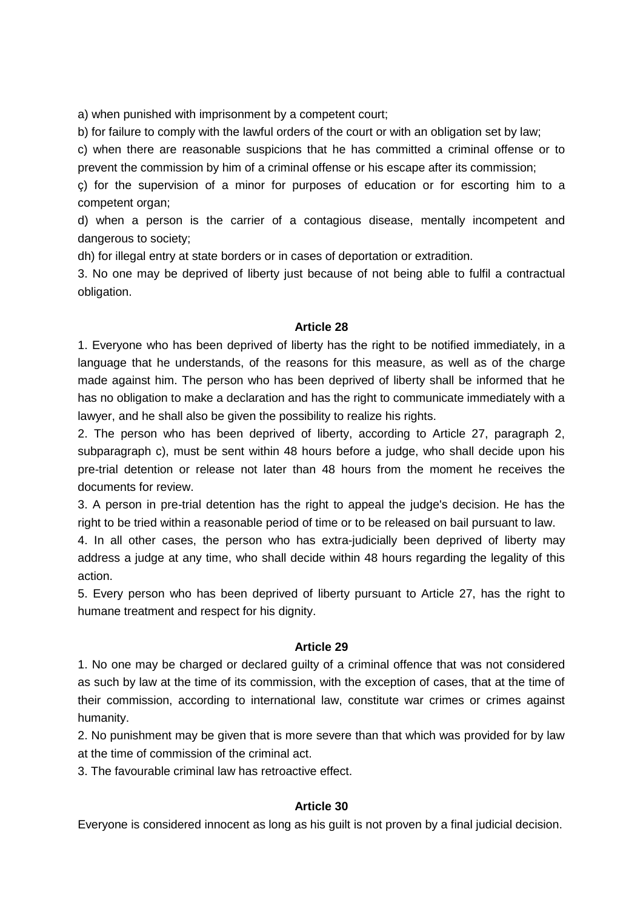a) when punished with imprisonment by a competent court;

b) for failure to comply with the lawful orders of the court or with an obligation set by law;

c) when there are reasonable suspicions that he has committed a criminal offense or to prevent the commission by him of a criminal offense or his escape after its commission;

ç) for the supervision of a minor for purposes of education or for escorting him to a competent organ;

d) when a person is the carrier of a contagious disease, mentally incompetent and dangerous to society;

dh) for illegal entry at state borders or in cases of deportation or extradition.

3. No one may be deprived of liberty just because of not being able to fulfil a contractual obligation.

**Article 28**

1. Everyone who has been deprived of liberty has the right to be notified immediately, in a language that he understands, of the reasons for this measure, as well as of the charge made against him. The person who has been deprived of liberty shall be informed that he has no obligation to make a declaration and has the right to communicate immediately with a lawyer, and he shall also be given the possibility to realize his rights.

2. The person who has been deprived of liberty, according to Article 27, paragraph 2, subparagraph c), must be sent within 48 hours before a judge, who shall decide upon his pre-trial detention or release not later than 48 hours from the moment he receives the documents for review.

3. A person in pre-trial detention has the right to appeal the judge's decision. He has the right to be tried within a reasonable period of time or to be released on bail pursuant to law.

4. In all other cases, the person who has extra-judicially been deprived of liberty may address a judge at any time, who shall decide within 48 hours regarding the legality of this action.

5. Every person who has been deprived of liberty pursuant to Article 27, has the right to humane treatment and respect for his dignity.

**Article 29**

1. No one may be charged or declared guilty of a criminal offence that was not considered as such by law at the time of its commission, with the exception of cases, that at the time of their commission, according to international law, constitute war crimes or crimes against humanity.

2. No punishment may be given that is more severe than that which was provided for by law at the time of commission of the criminal act.

3. The favourable criminal law has retroactive effect.

**Article 30**

Everyone is considered innocent as long as his guilt is not proven by a final judicial decision.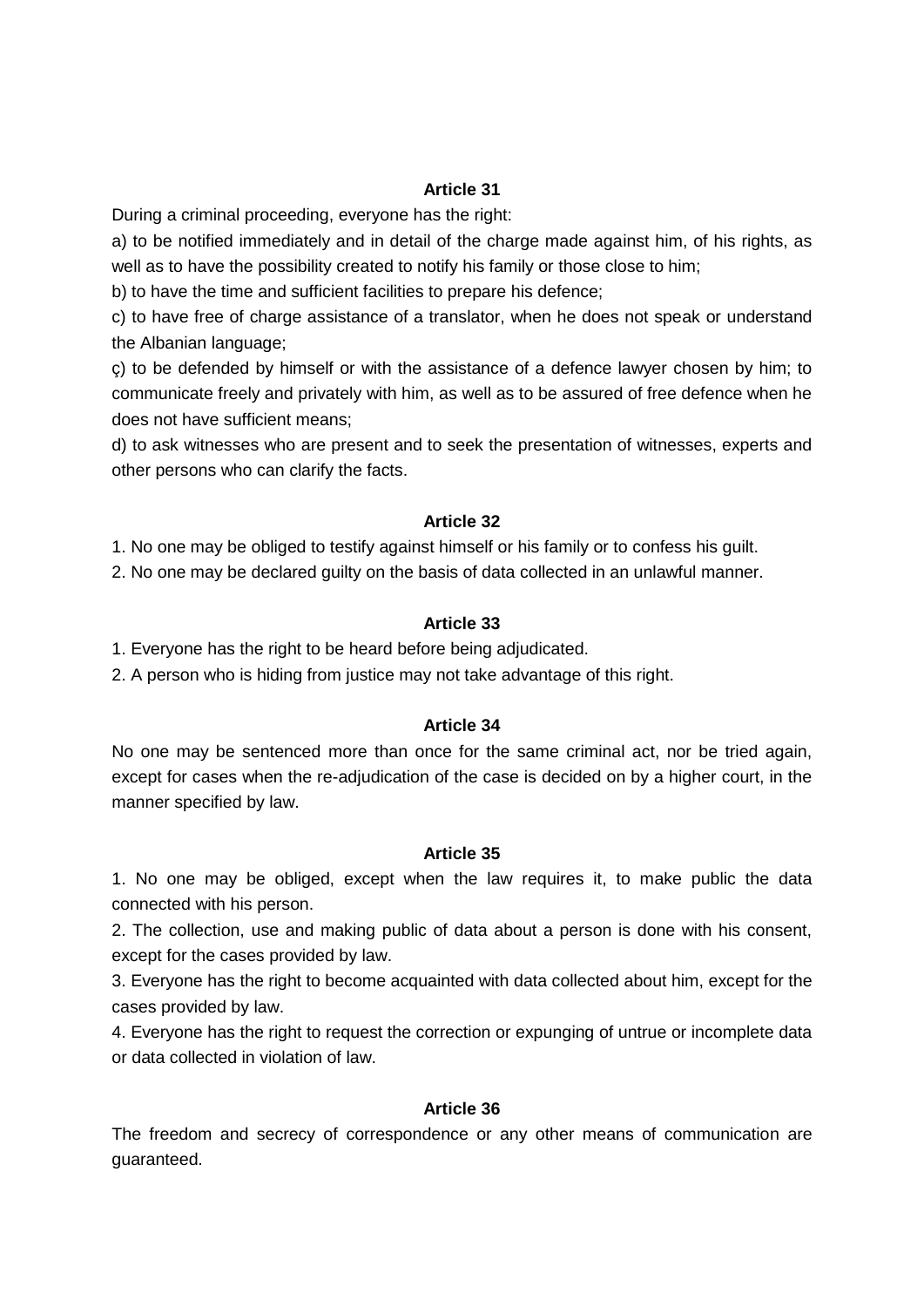**Article 31**

During a criminal proceeding, everyone has the right:

a) to be notified immediately and in detail of the charge made against him, of his rights, as well as to have the possibility created to notify his family or those close to him;

b) to have the time and sufficient facilities to prepare his defence;

c) to have free of charge assistance of a translator, when he does not speak or understand the Albanian language;

ç) to be defended by himself or with the assistance of a defence lawyer chosen by him; to communicate freely and privately with him, as well as to be assured of free defence when he does not have sufficient means;

d) to ask witnesses who are present and to seek the presentation of witnesses, experts and other persons who can clarify the facts.

**Article 32**

1. No one may be obliged to testify against himself or his family or to confess his guilt.
2. No one may be declared guilty on the basis of data collected in an unlawful manner.

**Article 33**

1. Everyone has the right to be heard before being adjudicated.
2. A person who is hiding from justice may not take advantage of this right.

**Article 34**

No one may be sentenced more than once for the same criminal act, nor be tried again, except for cases when the re-adjudication of the case is decided on by a higher court, in the manner specified by law.

**Article 35**

1. No one may be obliged, except when the law requires it, to make public the data connected with his person.
2. The collection, use and making public of data about a person is done with his consent, except for the cases provided by law.
3. Everyone has the right to become acquainted with data collected about him, except for the cases provided by law.
4. Everyone has the right to request the correction or expunging of untrue or incomplete data or data collected in violation of law.

**Article 36**

The freedom and secrecy of correspondence or any other means of communication are guaranteed.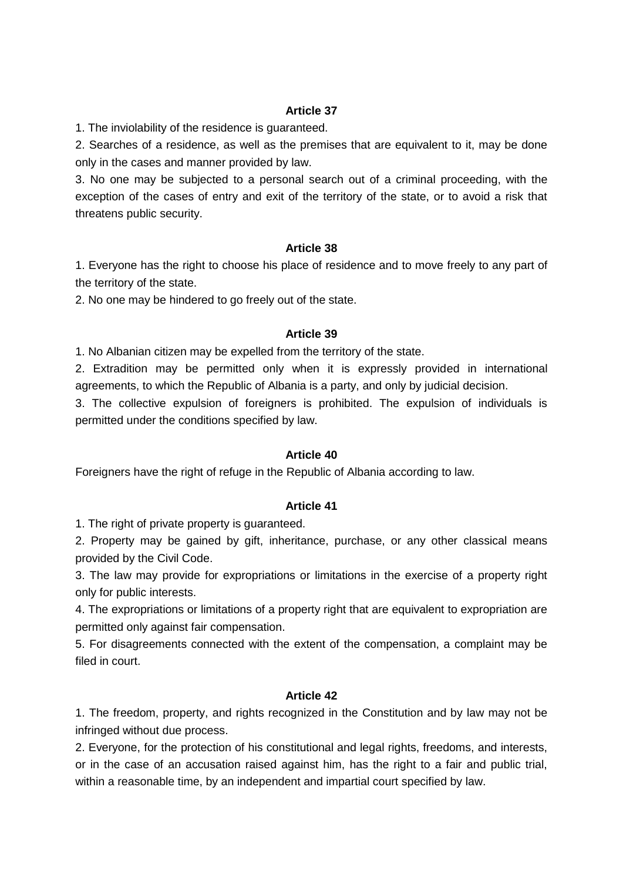**Article 37**

1. The inviolability of the residence is guaranteed.
2. Searches of a residence, as well as the premises that are equivalent to it, may be done only in the cases and manner provided by law.
3. No one may be subjected to a personal search out of a criminal proceeding, with the exception of the cases of entry and exit of the territory of the state, or to avoid a risk that threatens public security.

**Article 38**

1. Everyone has the right to choose his place of residence and to move freely to any part of the territory of the state.
2. No one may be hindered to go freely out of the state.

**Article 39**

1. No Albanian citizen may be expelled from the territory of the state.
2. Extradition may be permitted only when it is expressly provided in international agreements, to which the Republic of Albania is a party, and only by judicial decision.
3. The collective expulsion of foreigners is prohibited. The expulsion of individuals is permitted under the conditions specified by law.

**Article 40**

Foreigners have the right of refuge in the Republic of Albania according to law.

**Article 41**

1. The right of private property is guaranteed.
2. Property may be gained by gift, inheritance, purchase, or any other classical means provided by the Civil Code.
3. The law may provide for expropriations or limitations in the exercise of a property right only for public interests.
4. The expropriations or limitations of a property right that are equivalent to expropriation are permitted only against fair compensation.
5. For disagreements connected with the extent of the compensation, a complaint may be filed in court.

**Article 42**

1. The freedom, property, and rights recognized in the Constitution and by law may not be infringed without due process.
2. Everyone, for the protection of his constitutional and legal rights, freedoms, and interests, or in the case of an accusation raised against him, has the right to a fair and public trial, within a reasonable time, by an independent and impartial court specified by law.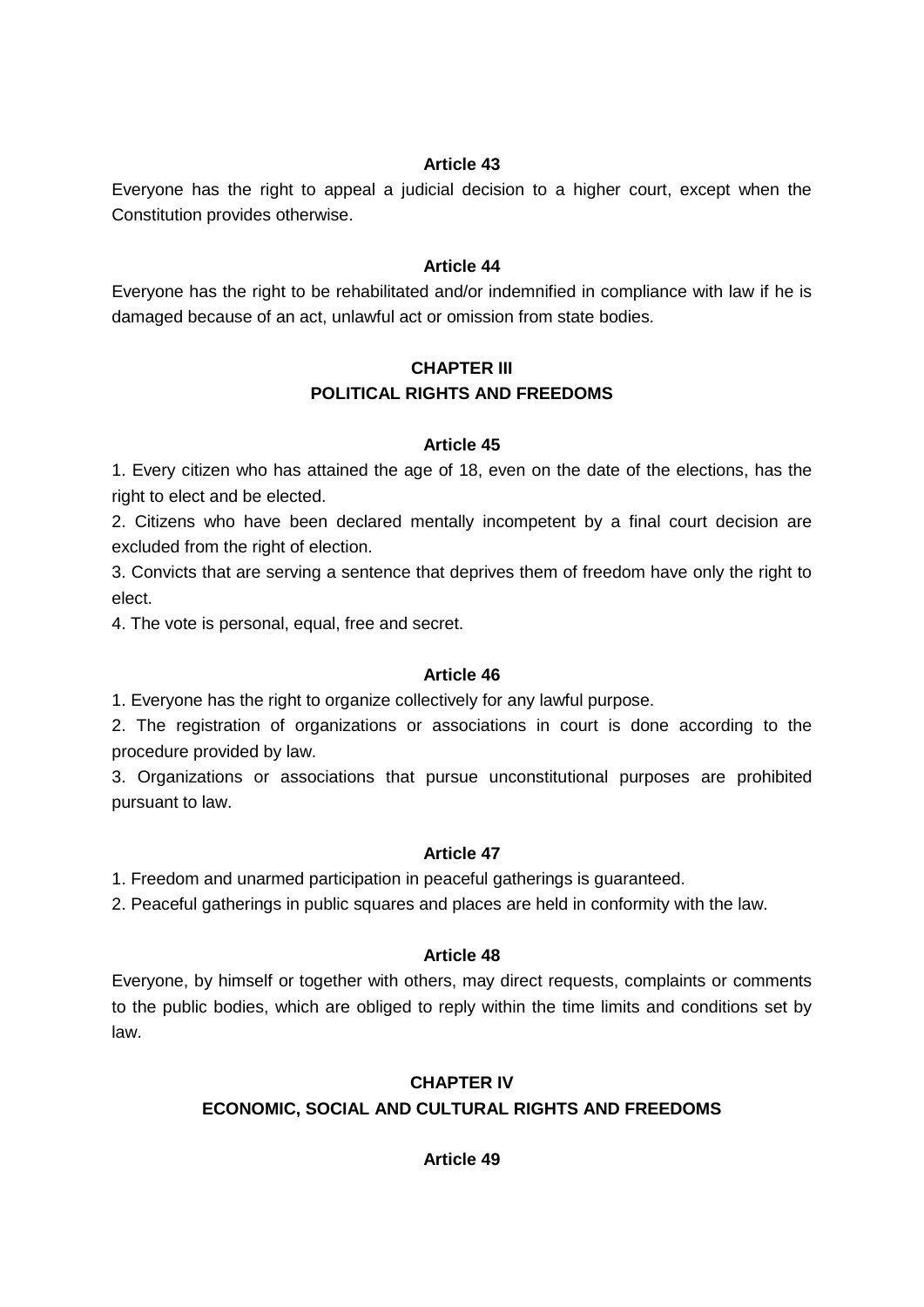### Article 43

Everyone has the right to appeal a judicial decision to a higher court, except when the Constitution provides otherwise.

### Article 44

Everyone has the right to be rehabilitated and/or indemnified in compliance with law if he is damaged because of an act, unlawful act or omission from state bodies.

## CHAPTER III
## POLITICAL RIGHTS AND FREEDOMS

### Article 45

1. Every citizen who has attained the age of 18, even on the date of the elections, has the right to elect and be elected.
2. Citizens who have been declared mentally incompetent by a final court decision are excluded from the right of election.
3. Convicts that are serving a sentence that deprives them of freedom have only the right to elect.
4. The vote is personal, equal, free and secret.

### Article 46

1. Everyone has the right to organize collectively for any lawful purpose.
2. The registration of organizations or associations in court is done according to the procedure provided by law.
3. Organizations or associations that pursue unconstitutional purposes are prohibited pursuant to law.

### Article 47

1. Freedom and unarmed participation in peaceful gatherings is guaranteed.
2. Peaceful gatherings in public squares and places are held in conformity with the law.

### Article 48

Everyone, by himself or together with others, may direct requests, complaints or comments to the public bodies, which are obliged to reply within the time limits and conditions set by law.

## CHAPTER IV
## ECONOMIC, SOCIAL AND CULTURAL RIGHTS AND FREEDOMS

### Article 49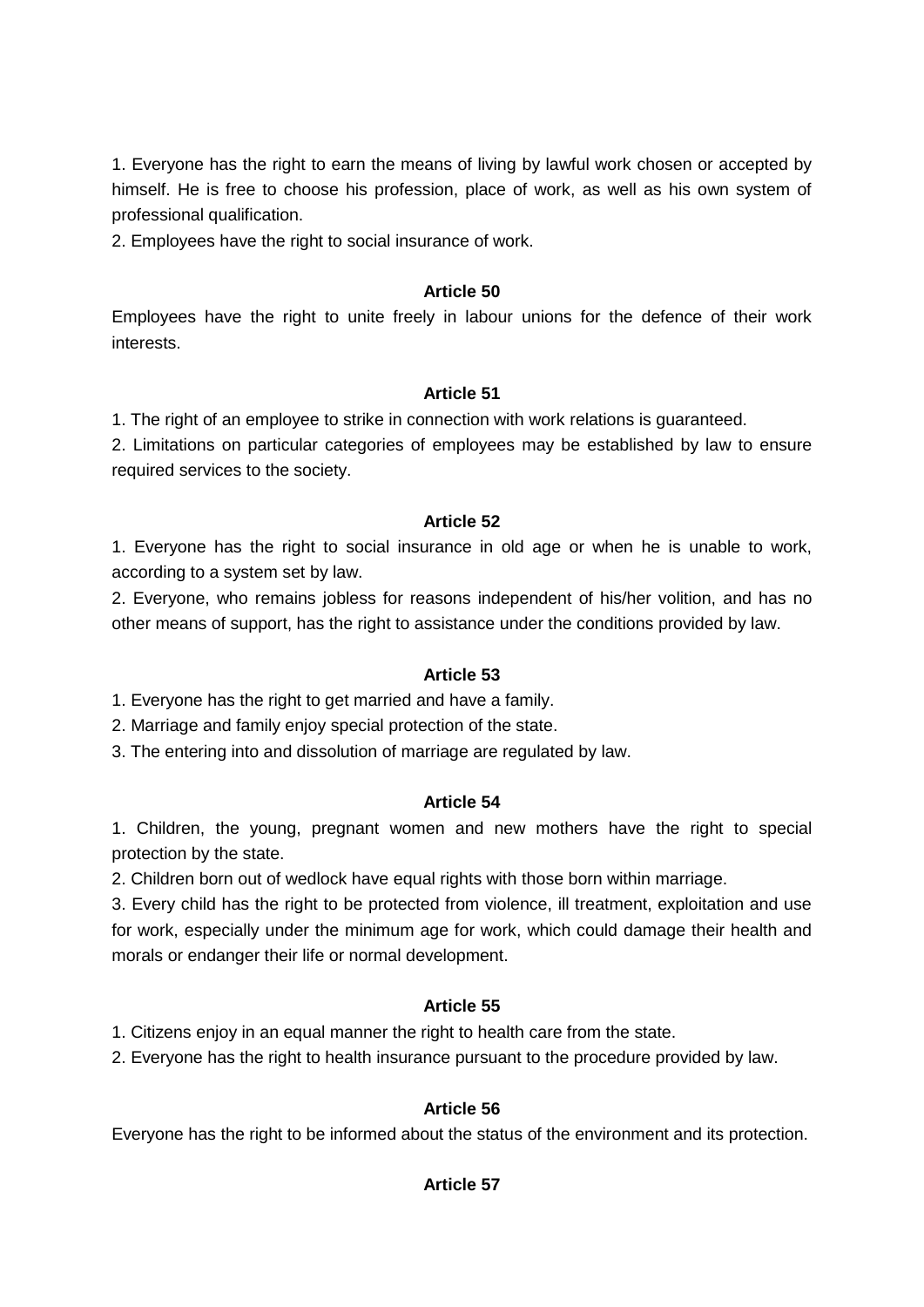1. Everyone has the right to earn the means of living by lawful work chosen or accepted by himself. He is free to choose his profession, place of work, as well as his own system of professional qualification.

2. Employees have the right to social insurance of work.

**Article 50**

Employees have the right to unite freely in labour unions for the defence of their work interests.

**Article 51**

1. The right of an employee to strike in connection with work relations is guaranteed.

2. Limitations on particular categories of employees may be established by law to ensure required services to the society.

**Article 52**

1. Everyone has the right to social insurance in old age or when he is unable to work, according to a system set by law.

2. Everyone, who remains jobless for reasons independent of his/her volition, and has no other means of support, has the right to assistance under the conditions provided by law.

**Article 53**

1. Everyone has the right to get married and have a family.

2. Marriage and family enjoy special protection of the state.

3. The entering into and dissolution of marriage are regulated by law.

**Article 54**

1. Children, the young, pregnant women and new mothers have the right to special protection by the state.

2. Children born out of wedlock have equal rights with those born within marriage.

3. Every child has the right to be protected from violence, ill treatment, exploitation and use for work, especially under the minimum age for work, which could damage their health and morals or endanger their life or normal development.

**Article 55**

1. Citizens enjoy in an equal manner the right to health care from the state.

2. Everyone has the right to health insurance pursuant to the procedure provided by law.

**Article 56**

Everyone has the right to be informed about the status of the environment and its protection.

**Article 57**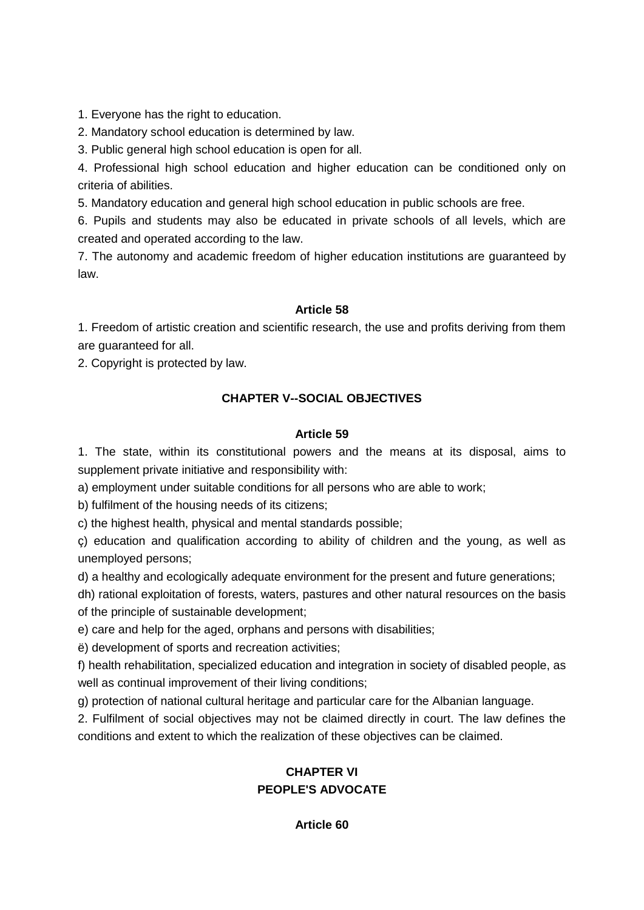1. Everyone has the right to education.

2. Mandatory school education is determined by law.

3. Public general high school education is open for all.

4. Professional high school education and higher education can be conditioned only on criteria of abilities.

5. Mandatory education and general high school education in public schools are free.

6. Pupils and students may also be educated in private schools of all levels, which are created and operated according to the law.

7. The autonomy and academic freedom of higher education institutions are guaranteed by law.

**Article 58**

1. Freedom of artistic creation and scientific research, the use and profits deriving from them are guaranteed for all.

2. Copyright is protected by law.

## CHAPTER V--SOCIAL OBJECTIVES

**Article 59**

1. The state, within its constitutional powers and the means at its disposal, aims to supplement private initiative and responsibility with:

a) employment under suitable conditions for all persons who are able to work;

b) fulfilment of the housing needs of its citizens;

c) the highest health, physical and mental standards possible;

ç) education and qualification according to ability of children and the young, as well as unemployed persons;

d) a healthy and ecologically adequate environment for the present and future generations;

dh) rational exploitation of forests, waters, pastures and other natural resources on the basis of the principle of sustainable development;

e) care and help for the aged, orphans and persons with disabilities;

ë) development of sports and recreation activities;

f) health rehabilitation, specialized education and integration in society of disabled people, as well as continual improvement of their living conditions;

g) protection of national cultural heritage and particular care for the Albanian language.

2. Fulfilment of social objectives may not be claimed directly in court. The law defines the conditions and extent to which the realization of these objectives can be claimed.

## CHAPTER VI
## PEOPLE'S ADVOCATE

**Article 60**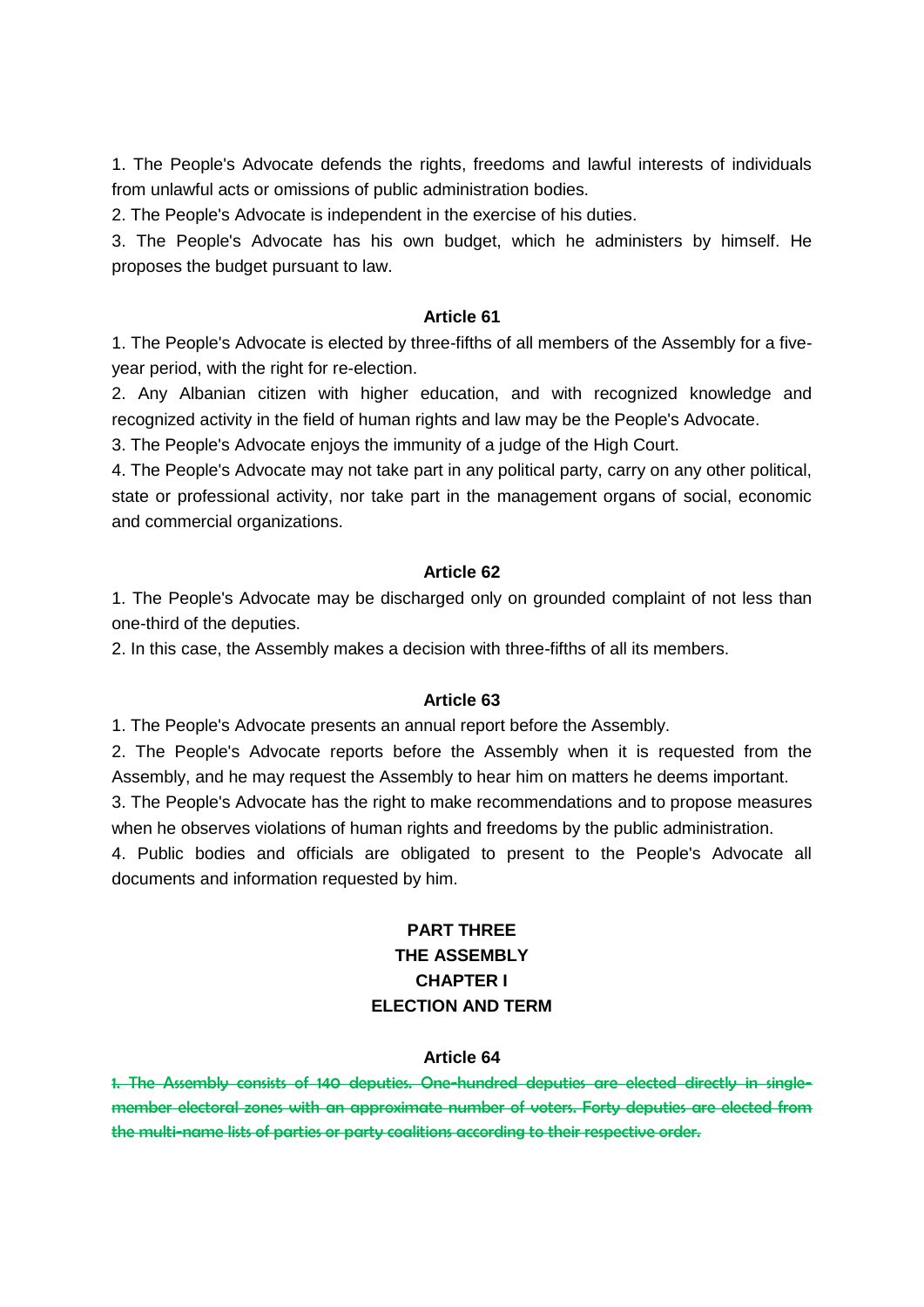1. The People's Advocate defends the rights, freedoms and lawful interests of individuals from unlawful acts or omissions of public administration bodies.

2. The People's Advocate is independent in the exercise of his duties.

3. The People's Advocate has his own budget, which he administers by himself. He proposes the budget pursuant to law.

**Article 61**

1. The People's Advocate is elected by three-fifths of all members of the Assembly for a five-year period, with the right for re-election.

2. Any Albanian citizen with higher education, and with recognized knowledge and recognized activity in the field of human rights and law may be the People's Advocate.

3. The People's Advocate enjoys the immunity of a judge of the High Court.

4. The People's Advocate may not take part in any political party, carry on any other political, state or professional activity, nor take part in the management organs of social, economic and commercial organizations.

**Article 62**

1. The People's Advocate may be discharged only on grounded complaint of not less than one-third of the deputies.

2. In this case, the Assembly makes a decision with three-fifths of all its members.

**Article 63**

1. The People's Advocate presents an annual report before the Assembly.

2. The People's Advocate reports before the Assembly when it is requested from the Assembly, and he may request the Assembly to hear him on matters he deems important.

3. The People's Advocate has the right to make recommendations and to propose measures when he observes violations of human rights and freedoms by the public administration.

4. Public bodies and officials are obligated to present to the People's Advocate all documents and information requested by him.

## PART THREE
## THE ASSEMBLY
## CHAPTER I
## ELECTION AND TERM

**Article 64**

~~1. The Assembly consists of 140 deputies. One-hundred deputies are elected directly in single-member electoral zones with an approximate number of voters. Forty deputies are elected from the multi-name lists of parties or party coalitions according to their respective order.~~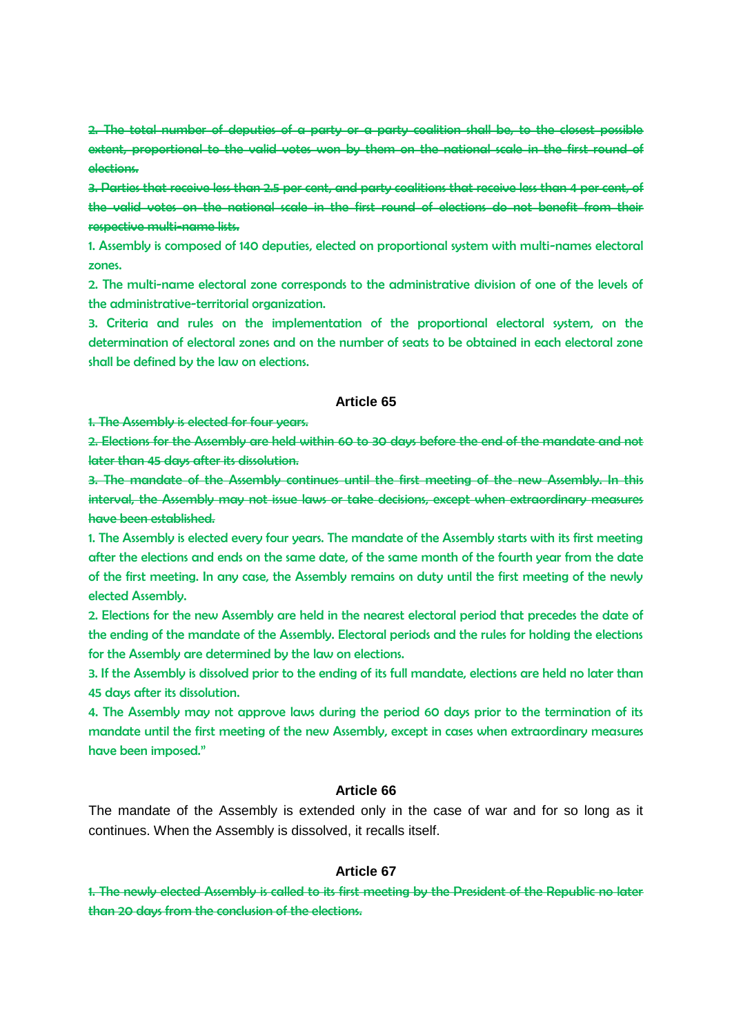~~2. The total number of deputies of a party or a party coalition shall be, to the closest possible extent, proportional to the valid votes won by them on the national scale in the first round of elections.~~

~~3. Parties that receive less than 2.5 per cent, and party coalitions that receive less than 4 per cent, of the valid votes on the national scale in the first round of elections do not benefit from their respective multi-name lists.~~

1. Assembly is composed of 140 deputies, elected on proportional system with multi-names electoral zones.

2. The multi-name electoral zone corresponds to the administrative division of one of the levels of the administrative-territorial organization.

3. Criteria and rules on the implementation of the proportional electoral system, on the determination of electoral zones and on the number of seats to be obtained in each electoral zone shall be defined by the law on elections.

### Article 65

~~1. The Assembly is elected for four years.~~

~~2. Elections for the Assembly are held within 60 to 30 days before the end of the mandate and not later than 45 days after its dissolution.~~

~~3. The mandate of the Assembly continues until the first meeting of the new Assembly. In this interval, the Assembly may not issue laws or take decisions, except when extraordinary measures have been established.~~

1. The Assembly is elected every four years. The mandate of the Assembly starts with its first meeting after the elections and ends on the same date, of the same month of the fourth year from the date of the first meeting. In any case, the Assembly remains on duty until the first meeting of the newly elected Assembly.

2. Elections for the new Assembly are held in the nearest electoral period that precedes the date of the ending of the mandate of the Assembly. Electoral periods and the rules for holding the elections for the Assembly are determined by the law on elections.

3. If the Assembly is dissolved prior to the ending of its full mandate, elections are held no later than 45 days after its dissolution.

4. The Assembly may not approve laws during the period 60 days prior to the termination of its mandate until the first meeting of the new Assembly, except in cases when extraordinary measures have been imposed."

### Article 66

The mandate of the Assembly is extended only in the case of war and for so long as it continues. When the Assembly is dissolved, it recalls itself.

### Article 67

~~1. The newly elected Assembly is called to its first meeting by the President of the Republic no later than 20 days from the conclusion of the elections.~~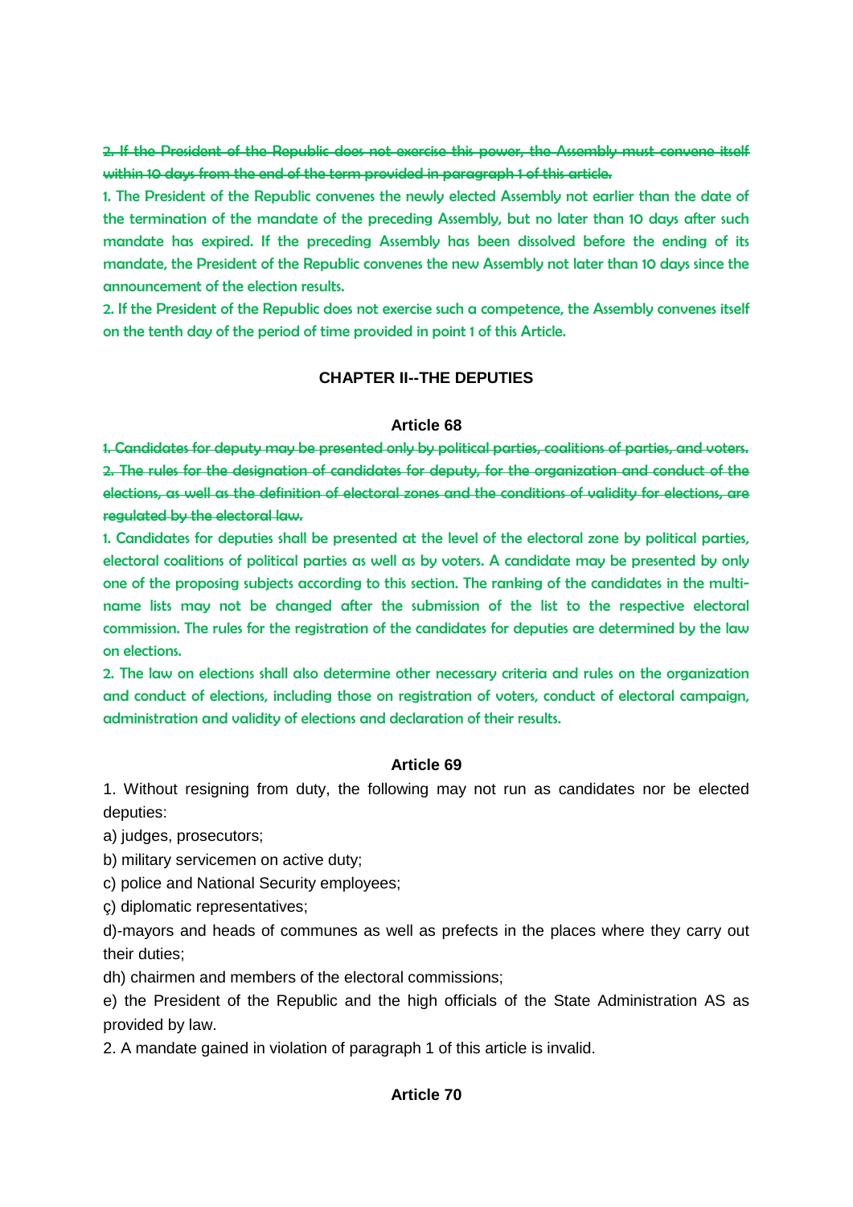~~2. If the President of the Republic does not exercise this power, the Assembly must convene itself within 10 days from the end of the term provided in paragraph 1 of this article.~~

1. The President of the Republic convenes the newly elected Assembly not earlier than the date of the termination of the mandate of the preceding Assembly, but no later than 10 days after such mandate has expired. If the preceding Assembly has been dissolved before the ending of its mandate, the President of the Republic convenes the new Assembly not later than 10 days since the announcement of the election results.

2. If the President of the Republic does not exercise such a competence, the Assembly convenes itself on the tenth day of the period of time provided in point 1 of this Article.

## CHAPTER II--THE DEPUTIES

### Article 68

~~1. Candidates for deputy may be presented only by political parties, coalitions of parties, and voters.~~

~~2. The rules for the designation of candidates for deputy, for the organization and conduct of the elections, as well as the definition of electoral zones and the conditions of validity for elections, are regulated by the electoral law.~~

1. Candidates for deputies shall be presented at the level of the electoral zone by political parties, electoral coalitions of political parties as well as by voters. A candidate may be presented by only one of the proposing subjects according to this section. The ranking of the candidates in the multi-name lists may not be changed after the submission of the list to the respective electoral commission. The rules for the registration of the candidates for deputies are determined by the law on elections.

2. The law on elections shall also determine other necessary criteria and rules on the organization and conduct of elections, including those on registration of voters, conduct of electoral campaign, administration and validity of elections and declaration of their results.

### Article 69

1. Without resigning from duty, the following may not run as candidates nor be elected deputies:

a) judges, prosecutors;

b) military servicemen on active duty;

c) police and National Security employees;

ç) diplomatic representatives;

d)-mayors and heads of communes as well as prefects in the places where they carry out their duties;

dh) chairmen and members of the electoral commissions;

e) the President of the Republic and the high officials of the State Administration AS as provided by law.

2. A mandate gained in violation of paragraph 1 of this article is invalid.

### Article 70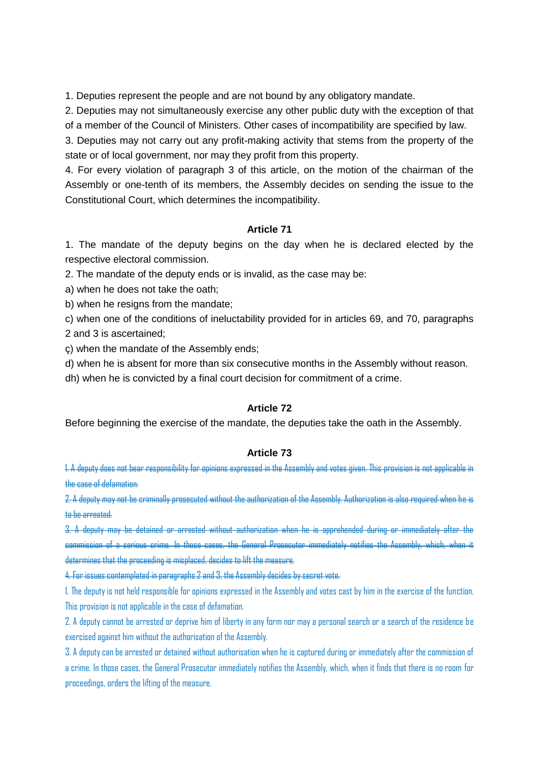1. Deputies represent the people and are not bound by any obligatory mandate.

2. Deputies may not simultaneously exercise any other public duty with the exception of that of a member of the Council of Ministers. Other cases of incompatibility are specified by law.

3. Deputies may not carry out any profit-making activity that stems from the property of the state or of local government, nor may they profit from this property.

4. For every violation of paragraph 3 of this article, on the motion of the chairman of the Assembly or one-tenth of its members, the Assembly decides on sending the issue to the Constitutional Court, which determines the incompatibility.

### Article 71

1. The mandate of the deputy begins on the day when he is declared elected by the respective electoral commission.

2. The mandate of the deputy ends or is invalid, as the case may be:

a) when he does not take the oath;

b) when he resigns from the mandate;

c) when one of the conditions of ineluctability provided for in articles 69, and 70, paragraphs 2 and 3 is ascertained;

ç) when the mandate of the Assembly ends;

d) when he is absent for more than six consecutive months in the Assembly without reason.

dh) when he is convicted by a final court decision for commitment of a crime.

### Article 72

Before beginning the exercise of the mandate, the deputies take the oath in the Assembly.

### Article 73

~~1. A deputy does not bear responsibility for opinions expressed in the Assembly and votes given. This provision is not applicable in the case of defamation.~~

~~2. A deputy may not be criminally prosecuted without the authorization of the Assembly. Authorization is also required when he is to be arrested.~~

~~3. A deputy may be detained or arrested without authorization when he is apprehended during or immediately after the commission of a serious crime. In these cases, the General Prosecutor immediately notifies the Assembly, which, when it determines that the proceeding is misplaced, decides to lift the measure.~~

~~4. For issues contemplated in paragraphs 2 and 3, the Assembly decides by secret vote.~~

1. The deputy is not held responsible for opinions expressed in the Assembly and votes cast by him in the exercise of the function. This provision is not applicable in the case of defamation.

2. A deputy cannot be arrested or deprive him of liberty in any form nor may a personal search or a search of the residence be exercised against him without the authorisation of the Assembly.

3. A deputy can be arrested or detained without authorisation when he is captured during or immediately after the commission of a crime. In those cases, the General Prosecutor immediately notifies the Assembly, which, when it finds that there is no room for proceedings, orders the lifting of the measure.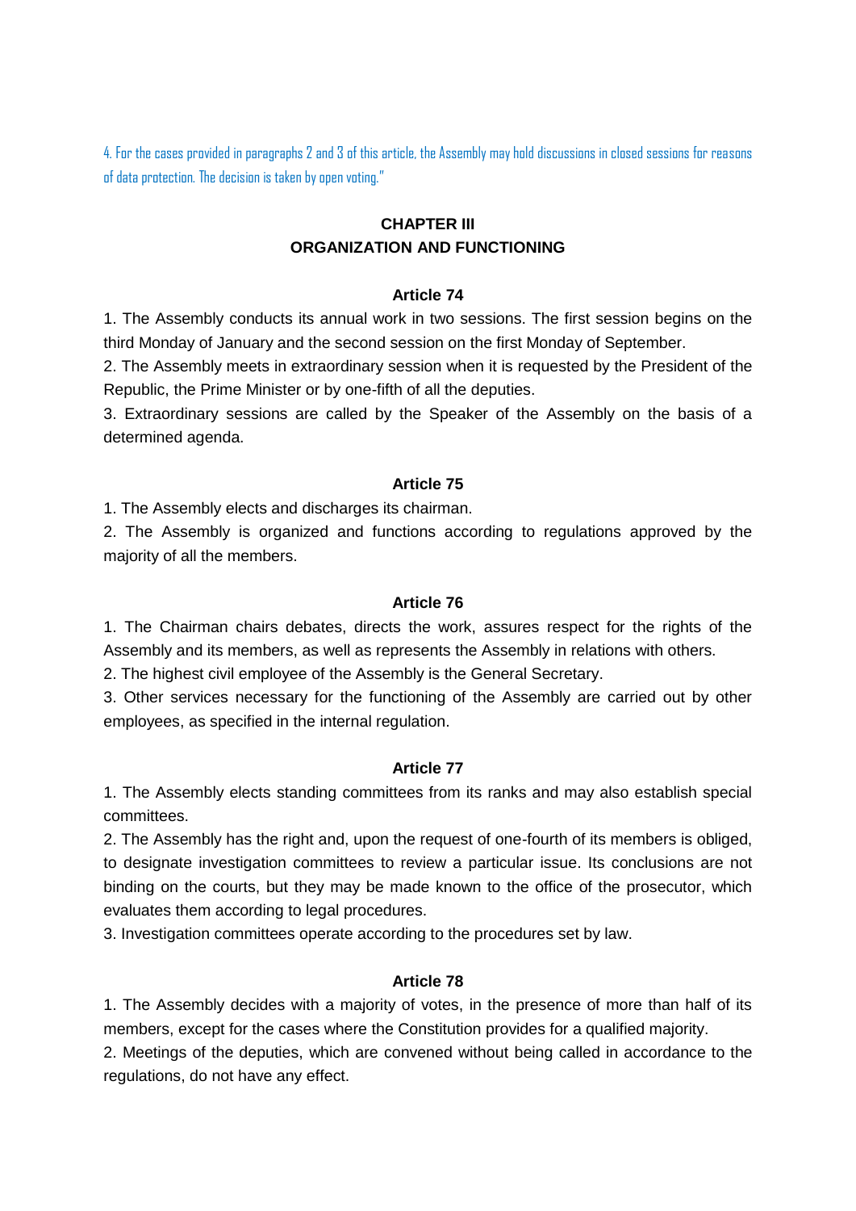4. For the cases provided in paragraphs 2 and 3 of this article, the Assembly may hold discussions in closed sessions for reasons of data protection. The decision is taken by open voting."

## CHAPTER III
## ORGANIZATION AND FUNCTIONING

### Article 74

1. The Assembly conducts its annual work in two sessions. The first session begins on the third Monday of January and the second session on the first Monday of September.
2. The Assembly meets in extraordinary session when it is requested by the President of the Republic, the Prime Minister or by one-fifth of all the deputies.
3. Extraordinary sessions are called by the Speaker of the Assembly on the basis of a determined agenda.

### Article 75

1. The Assembly elects and discharges its chairman.
2. The Assembly is organized and functions according to regulations approved by the majority of all the members.

### Article 76

1. The Chairman chairs debates, directs the work, assures respect for the rights of the Assembly and its members, as well as represents the Assembly in relations with others.
2. The highest civil employee of the Assembly is the General Secretary.
3. Other services necessary for the functioning of the Assembly are carried out by other employees, as specified in the internal regulation.

### Article 77

1. The Assembly elects standing committees from its ranks and may also establish special committees.
2. The Assembly has the right and, upon the request of one-fourth of its members is obliged, to designate investigation committees to review a particular issue. Its conclusions are not binding on the courts, but they may be made known to the office of the prosecutor, which evaluates them according to legal procedures.
3. Investigation committees operate according to the procedures set by law.

### Article 78

1. The Assembly decides with a majority of votes, in the presence of more than half of its members, except for the cases where the Constitution provides for a qualified majority.
2. Meetings of the deputies, which are convened without being called in accordance to the regulations, do not have any effect.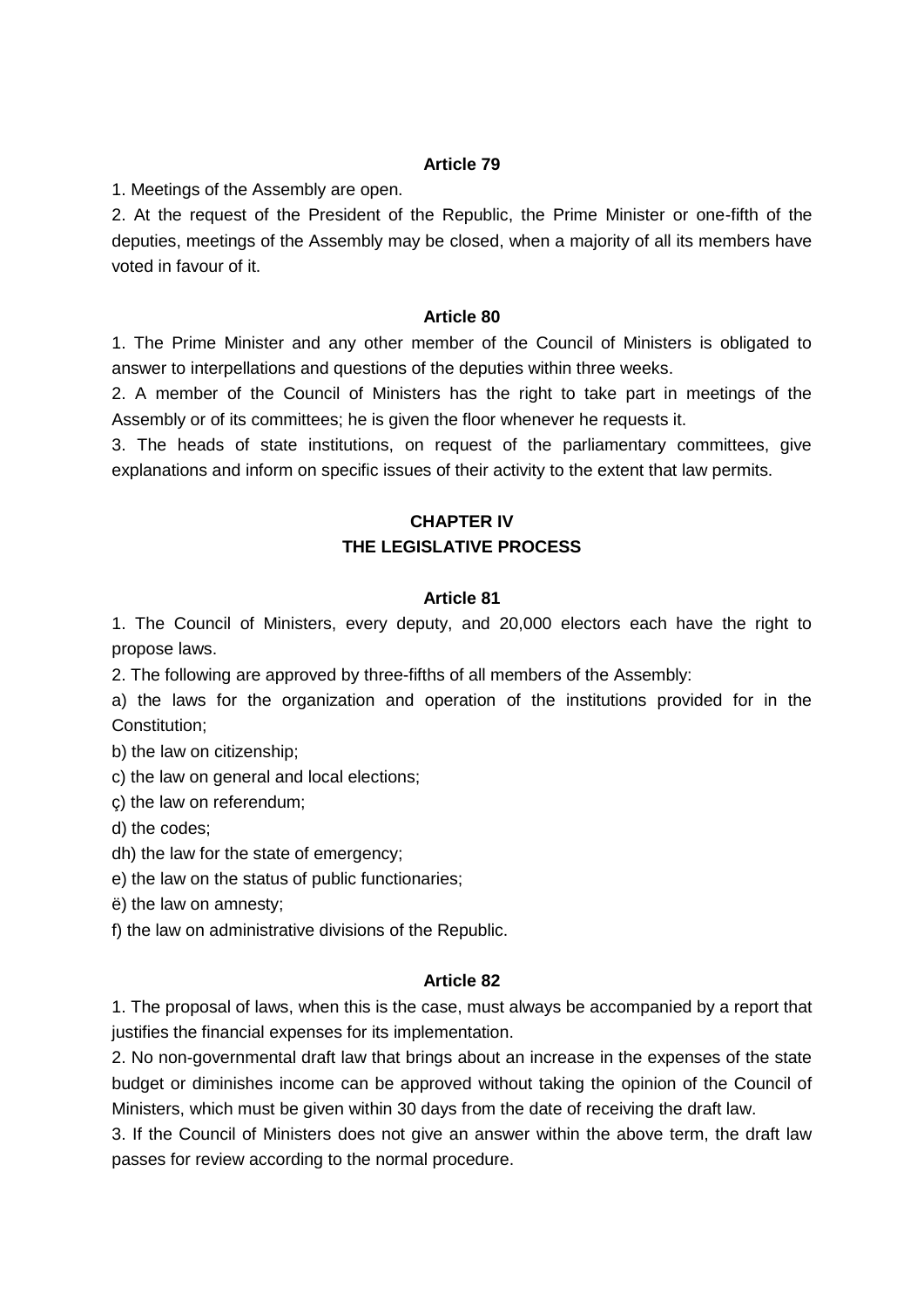### Article 79

1. Meetings of the Assembly are open.

2. At the request of the President of the Republic, the Prime Minister or one-fifth of the deputies, meetings of the Assembly may be closed, when a majority of all its members have voted in favour of it.

### Article 80

1. The Prime Minister and any other member of the Council of Ministers is obligated to answer to interpellations and questions of the deputies within three weeks.

2. A member of the Council of Ministers has the right to take part in meetings of the Assembly or of its committees; he is given the floor whenever he requests it.

3. The heads of state institutions, on request of the parliamentary committees, give explanations and inform on specific issues of their activity to the extent that law permits.

## CHAPTER IV
## THE LEGISLATIVE PROCESS

### Article 81

1. The Council of Ministers, every deputy, and 20,000 electors each have the right to propose laws.

2. The following are approved by three-fifths of all members of the Assembly:

a) the laws for the organization and operation of the institutions provided for in the Constitution;

b) the law on citizenship;

c) the law on general and local elections;

ç) the law on referendum;

d) the codes;

dh) the law for the state of emergency;

e) the law on the status of public functionaries;

ë) the law on amnesty;

f) the law on administrative divisions of the Republic.

### Article 82

1. The proposal of laws, when this is the case, must always be accompanied by a report that justifies the financial expenses for its implementation.

2. No non-governmental draft law that brings about an increase in the expenses of the state budget or diminishes income can be approved without taking the opinion of the Council of Ministers, which must be given within 30 days from the date of receiving the draft law.

3. If the Council of Ministers does not give an answer within the above term, the draft law passes for review according to the normal procedure.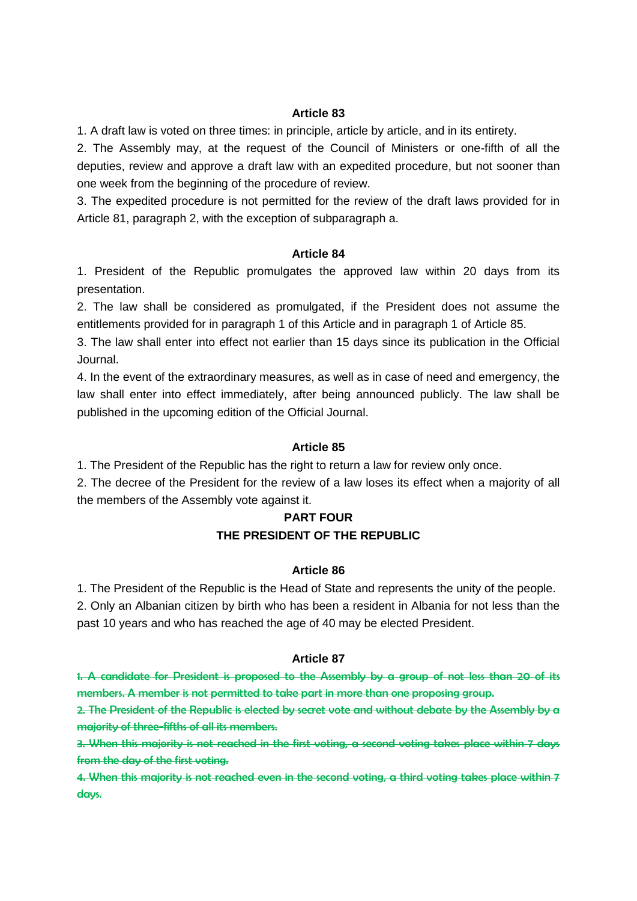**Article 83**

1. A draft law is voted on three times: in principle, article by article, and in its entirety.
2. The Assembly may, at the request of the Council of Ministers or one-fifth of all the deputies, review and approve a draft law with an expedited procedure, but not sooner than one week from the beginning of the procedure of review.
3. The expedited procedure is not permitted for the review of the draft laws provided for in Article 81, paragraph 2, with the exception of subparagraph a.

**Article 84**

1. President of the Republic promulgates the approved law within 20 days from its presentation.
2. The law shall be considered as promulgated, if the President does not assume the entitlements provided for in paragraph 1 of this Article and in paragraph 1 of Article 85.
3. The law shall enter into effect not earlier than 15 days since its publication in the Official Journal.
4. In the event of the extraordinary measures, as well as in case of need and emergency, the law shall enter into effect immediately, after being announced publicly. The law shall be published in the upcoming edition of the Official Journal.

**Article 85**

1. The President of the Republic has the right to return a law for review only once.
2. The decree of the President for the review of a law loses its effect when a majority of all the members of the Assembly vote against it.

## PART FOUR
## THE PRESIDENT OF THE REPUBLIC

**Article 86**

1. The President of the Republic is the Head of State and represents the unity of the people.
2. Only an Albanian citizen by birth who has been a resident in Albania for not less than the past 10 years and who has reached the age of 40 may be elected President.

**Article 87**

~~1. A candidate for President is proposed to the Assembly by a group of not less than 20 of its members. A member is not permitted to take part in more than one proposing group.~~
~~2. The President of the Republic is elected by secret vote and without debate by the Assembly by a majority of three-fifths of all its members.~~
~~3. When this majority is not reached in the first voting, a second voting takes place within 7 days from the day of the first voting.~~
~~4. When this majority is not reached even in the second voting, a third voting takes place within 7 days.~~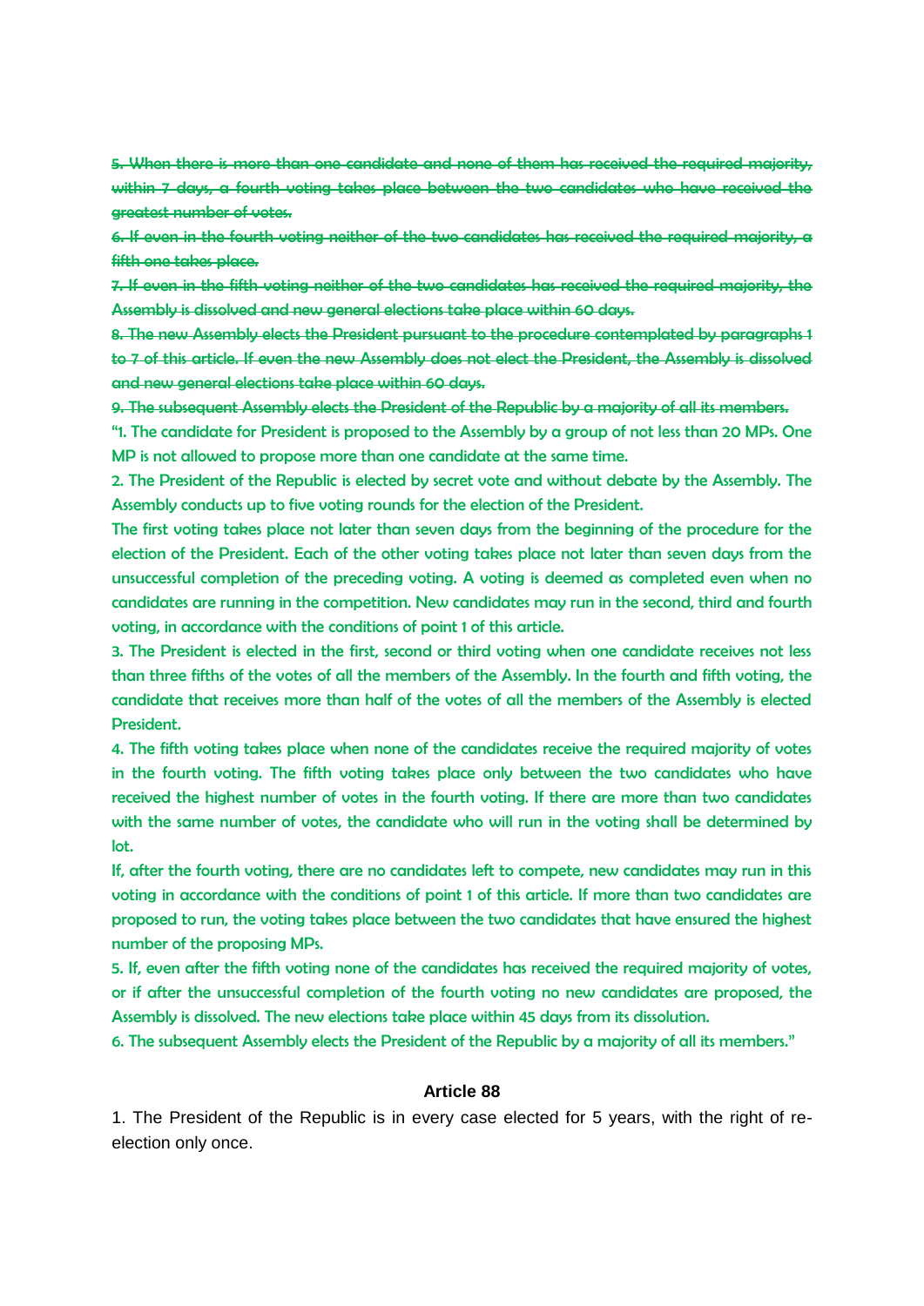~~5. When there is more than one candidate and none of them has received the required majority, within 7 days, a fourth voting takes place between the two candidates who have received the greatest number of votes.~~

~~6. If even in the fourth voting neither of the two candidates has received the required majority, a fifth one takes place.~~

~~7. If even in the fifth voting neither of the two candidates has received the required majority, the Assembly is dissolved and new general elections take place within 60 days.~~

~~8. The new Assembly elects the President pursuant to the procedure contemplated by paragraphs 1 to 7 of this article. If even the new Assembly does not elect the President, the Assembly is dissolved and new general elections take place within 60 days.~~

~~9. The subsequent Assembly elects the President of the Republic by a majority of all its members.~~

"1. The candidate for President is proposed to the Assembly by a group of not less than 20 MPs. One MP is not allowed to propose more than one candidate at the same time.

2. The President of the Republic is elected by secret vote and without debate by the Assembly. The Assembly conducts up to five voting rounds for the election of the President.

The first voting takes place not later than seven days from the beginning of the procedure for the election of the President. Each of the other voting takes place not later than seven days from the unsuccessful completion of the preceding voting. A voting is deemed as completed even when no candidates are running in the competition. New candidates may run in the second, third and fourth voting, in accordance with the conditions of point 1 of this article.

3. The President is elected in the first, second or third voting when one candidate receives not less than three fifths of the votes of all the members of the Assembly. In the fourth and fifth voting, the candidate that receives more than half of the votes of all the members of the Assembly is elected President.

4. The fifth voting takes place when none of the candidates receive the required majority of votes in the fourth voting. The fifth voting takes place only between the two candidates who have received the highest number of votes in the fourth voting. If there are more than two candidates with the same number of votes, the candidate who will run in the voting shall be determined by lot.

If, after the fourth voting, there are no candidates left to compete, new candidates may run in this voting in accordance with the conditions of point 1 of this article. If more than two candidates are proposed to run, the voting takes place between the two candidates that have ensured the highest number of the proposing MPs.

5. If, even after the fifth voting none of the candidates has received the required majority of votes, or if after the unsuccessful completion of the fourth voting no new candidates are proposed, the Assembly is dissolved. The new elections take place within 45 days from its dissolution.

6. The subsequent Assembly elects the President of the Republic by a majority of all its members."

### Article 88

1. The President of the Republic is in every case elected for 5 years, with the right of re-election only once.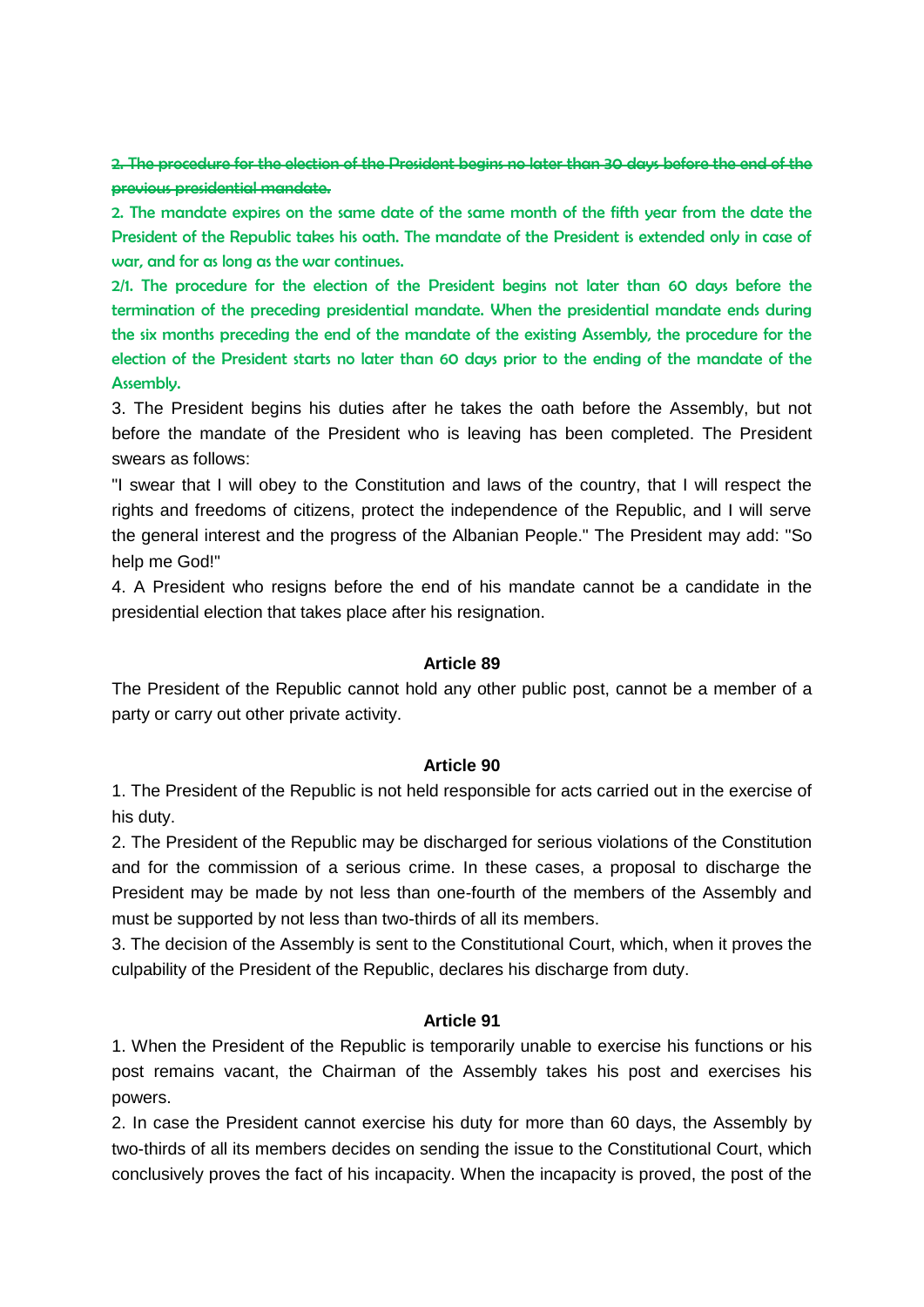~~2. The procedure for the election of the President begins no later than 30 days before the end of the previous presidential mandate.~~

2. The mandate expires on the same date of the same month of the fifth year from the date the President of the Republic takes his oath. The mandate of the President is extended only in case of war, and for as long as the war continues.

2/1. The procedure for the election of the President begins not later than 60 days before the termination of the preceding presidential mandate. When the presidential mandate ends during the six months preceding the end of the mandate of the existing Assembly, the procedure for the election of the President starts no later than 60 days prior to the ending of the mandate of the Assembly.

3. The President begins his duties after he takes the oath before the Assembly, but not before the mandate of the President who is leaving has been completed. The President swears as follows:

"I swear that I will obey to the Constitution and laws of the country, that I will respect the rights and freedoms of citizens, protect the independence of the Republic, and I will serve the general interest and the progress of the Albanian People." The President may add: "So help me God!"

4. A President who resigns before the end of his mandate cannot be a candidate in the presidential election that takes place after his resignation.

**Article 89**

The President of the Republic cannot hold any other public post, cannot be a member of a party or carry out other private activity.

**Article 90**

1. The President of the Republic is not held responsible for acts carried out in the exercise of his duty.

2. The President of the Republic may be discharged for serious violations of the Constitution and for the commission of a serious crime. In these cases, a proposal to discharge the President may be made by not less than one-fourth of the members of the Assembly and must be supported by not less than two-thirds of all its members.

3. The decision of the Assembly is sent to the Constitutional Court, which, when it proves the culpability of the President of the Republic, declares his discharge from duty.

**Article 91**

1. When the President of the Republic is temporarily unable to exercise his functions or his post remains vacant, the Chairman of the Assembly takes his post and exercises his powers.

2. In case the President cannot exercise his duty for more than 60 days, the Assembly by two-thirds of all its members decides on sending the issue to the Constitutional Court, which conclusively proves the fact of his incapacity. When the incapacity is proved, the post of the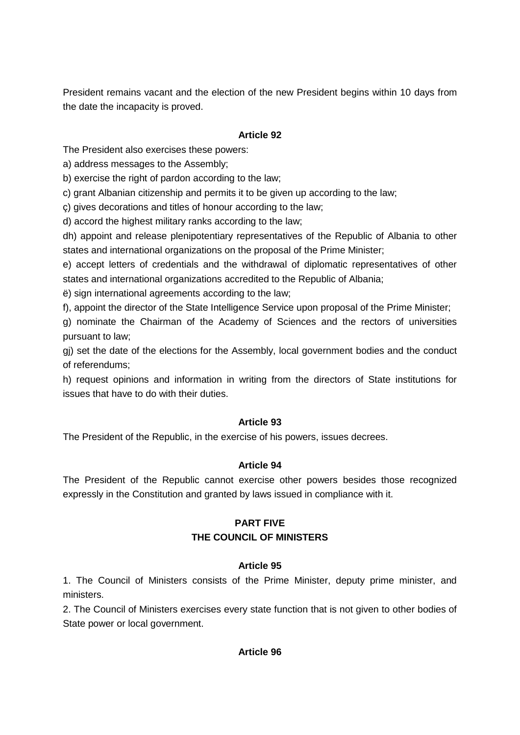President remains vacant and the election of the new President begins within 10 days from the date the incapacity is proved.

**Article 92**

The President also exercises these powers:

a) address messages to the Assembly;

b) exercise the right of pardon according to the law;

c) grant Albanian citizenship and permits it to be given up according to the law;

ç) gives decorations and titles of honour according to the law;

d) accord the highest military ranks according to the law;

dh) appoint and release plenipotentiary representatives of the Republic of Albania to other states and international organizations on the proposal of the Prime Minister;

e) accept letters of credentials and the withdrawal of diplomatic representatives of other states and international organizations accredited to the Republic of Albania;

ë) sign international agreements according to the law;

f), appoint the director of the State Intelligence Service upon proposal of the Prime Minister;

g) nominate the Chairman of the Academy of Sciences and the rectors of universities pursuant to law;

gj) set the date of the elections for the Assembly, local government bodies and the conduct of referendums;

h) request opinions and information in writing from the directors of State institutions for issues that have to do with their duties.

**Article 93**

The President of the Republic, in the exercise of his powers, issues decrees.

**Article 94**

The President of the Republic cannot exercise other powers besides those recognized expressly in the Constitution and granted by laws issued in compliance with it.

## PART FIVE
## THE COUNCIL OF MINISTERS

**Article 95**

1. The Council of Ministers consists of the Prime Minister, deputy prime minister, and ministers.

2. The Council of Ministers exercises every state function that is not given to other bodies of State power or local government.

**Article 96**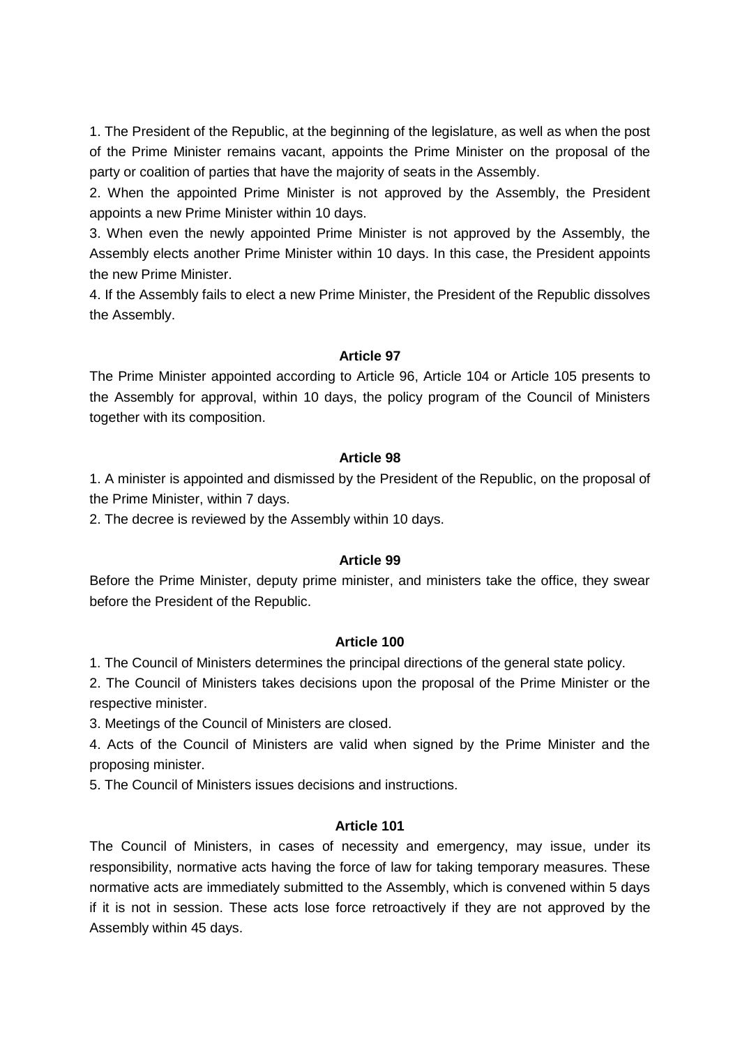1. The President of the Republic, at the beginning of the legislature, as well as when the post of the Prime Minister remains vacant, appoints the Prime Minister on the proposal of the party or coalition of parties that have the majority of seats in the Assembly.

2. When the appointed Prime Minister is not approved by the Assembly, the President appoints a new Prime Minister within 10 days.

3. When even the newly appointed Prime Minister is not approved by the Assembly, the Assembly elects another Prime Minister within 10 days. In this case, the President appoints the new Prime Minister.

4. If the Assembly fails to elect a new Prime Minister, the President of the Republic dissolves the Assembly.

**Article 97**

The Prime Minister appointed according to Article 96, Article 104 or Article 105 presents to the Assembly for approval, within 10 days, the policy program of the Council of Ministers together with its composition.

**Article 98**

1. A minister is appointed and dismissed by the President of the Republic, on the proposal of the Prime Minister, within 7 days.

2. The decree is reviewed by the Assembly within 10 days.

**Article 99**

Before the Prime Minister, deputy prime minister, and ministers take the office, they swear before the President of the Republic.

**Article 100**

1. The Council of Ministers determines the principal directions of the general state policy.

2. The Council of Ministers takes decisions upon the proposal of the Prime Minister or the respective minister.

3. Meetings of the Council of Ministers are closed.

4. Acts of the Council of Ministers are valid when signed by the Prime Minister and the proposing minister.

5. The Council of Ministers issues decisions and instructions.

**Article 101**

The Council of Ministers, in cases of necessity and emergency, may issue, under its responsibility, normative acts having the force of law for taking temporary measures. These normative acts are immediately submitted to the Assembly, which is convened within 5 days if it is not in session. These acts lose force retroactively if they are not approved by the Assembly within 45 days.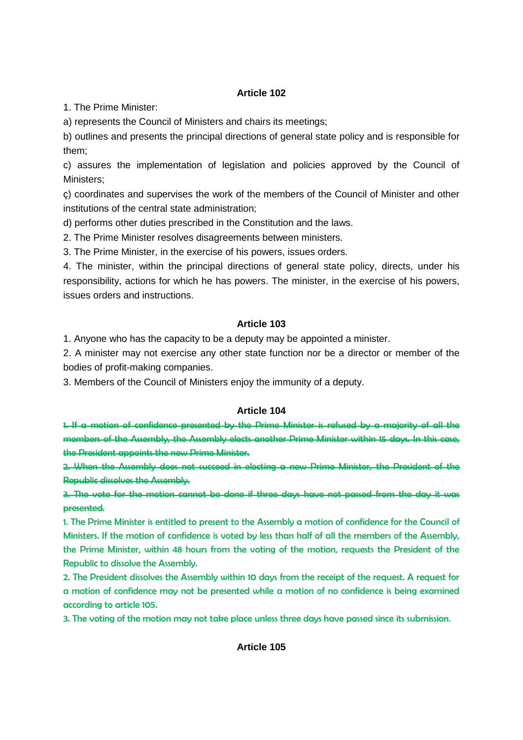### Article 102

1. The Prime Minister:

a) represents the Council of Ministers and chairs its meetings;

b) outlines and presents the principal directions of general state policy and is responsible for them;

c) assures the implementation of legislation and policies approved by the Council of Ministers;

ç) coordinates and supervises the work of the members of the Council of Minister and other institutions of the central state administration;

d) performs other duties prescribed in the Constitution and the laws.

2. The Prime Minister resolves disagreements between ministers.

3. The Prime Minister, in the exercise of his powers, issues orders.

4. The minister, within the principal directions of general state policy, directs, under his responsibility, actions for which he has powers. The minister, in the exercise of his powers, issues orders and instructions.

### Article 103

1. Anyone who has the capacity to be a deputy may be appointed a minister.

2. A minister may not exercise any other state function nor be a director or member of the bodies of profit-making companies.

3. Members of the Council of Ministers enjoy the immunity of a deputy.

### Article 104

~~1. If a motion of confidence presented by the Prime Minister is refused by a majority of all the members of the Assembly, the Assembly elects another Prime Minister within 15 days. In this case, the President appoints the new Prime Minister.~~

~~2. When the Assembly does not succeed in electing a new Prime Minister, the President of the Republic dissolves the Assembly.~~

~~3. The vote for the motion cannot be done if three days have not passed from the day it was presented.~~

1. The Prime Minister is entitled to present to the Assembly a motion of confidence for the Council of Ministers. If the motion of confidence is voted by less than half of all the members of the Assembly, the Prime Minister, within 48 hours from the voting of the motion, requests the President of the Republic to dissolve the Assembly.

2. The President dissolves the Assembly within 10 days from the receipt of the request. A request for a motion of confidence may not be presented while a motion of no confidence is being examined according to article 105.

3. The voting of the motion may not take place unless three days have passed since its submission.

### Article 105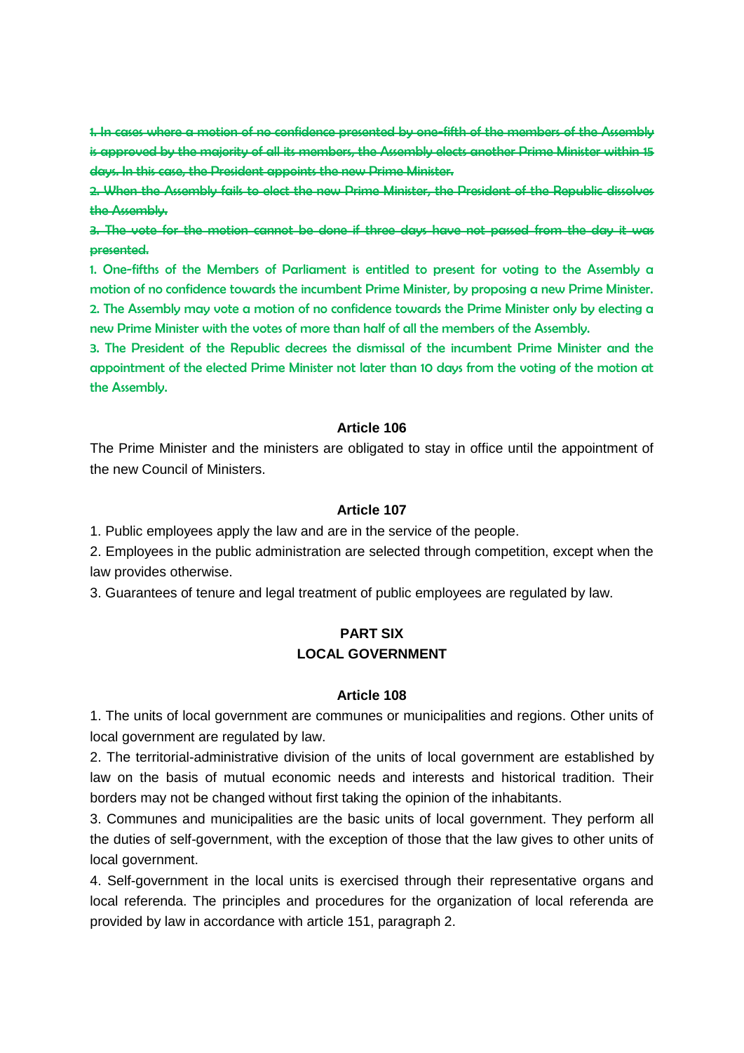~~1. In cases where a motion of no confidence presented by one-fifth of the members of the Assembly is approved by the majority of all its members, the Assembly elects another Prime Minister within 15 days. In this case, the President appoints the new Prime Minister.~~

~~2. When the Assembly fails to elect the new Prime Minister, the President of the Republic dissolves the Assembly.~~

~~3. The vote for the motion cannot be done if three days have not passed from the day it was presented.~~

1. One-fifths of the Members of Parliament is entitled to present for voting to the Assembly a motion of no confidence towards the incumbent Prime Minister, by proposing a new Prime Minister.
2. The Assembly may vote a motion of no confidence towards the Prime Minister only by electing a new Prime Minister with the votes of more than half of all the members of the Assembly.
3. The President of the Republic decrees the dismissal of the incumbent Prime Minister and the appointment of the elected Prime Minister not later than 10 days from the voting of the motion at the Assembly.

### Article 106

The Prime Minister and the ministers are obligated to stay in office until the appointment of the new Council of Ministers.

### Article 107

1. Public employees apply the law and are in the service of the people.
2. Employees in the public administration are selected through competition, except when the law provides otherwise.
3. Guarantees of tenure and legal treatment of public employees are regulated by law.

## PART SIX
## LOCAL GOVERNMENT

### Article 108

1. The units of local government are communes or municipalities and regions. Other units of local government are regulated by law.
2. The territorial-administrative division of the units of local government are established by law on the basis of mutual economic needs and interests and historical tradition. Their borders may not be changed without first taking the opinion of the inhabitants.
3. Communes and municipalities are the basic units of local government. They perform all the duties of self-government, with the exception of those that the law gives to other units of local government.
4. Self-government in the local units is exercised through their representative organs and local referenda. The principles and procedures for the organization of local referenda are provided by law in accordance with article 151, paragraph 2.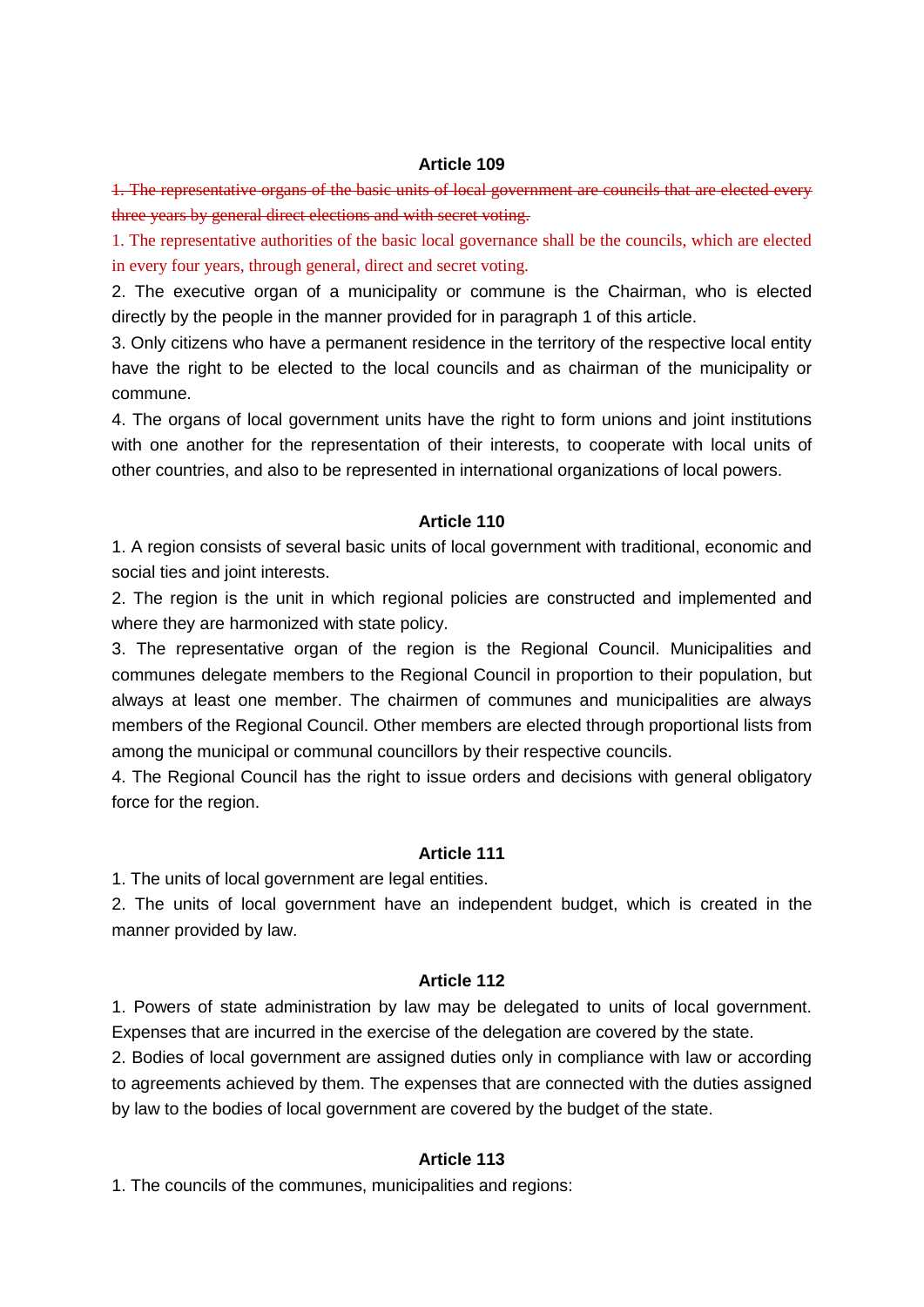### Article 109

~~1. The representative organs of the basic units of local government are councils that are elected every three years by general direct elections and with secret voting.~~

1. The representative authorities of the basic local governance shall be the councils, which are elected in every four years, through general, direct and secret voting.

2. The executive organ of a municipality or commune is the Chairman, who is elected directly by the people in the manner provided for in paragraph 1 of this article.

3. Only citizens who have a permanent residence in the territory of the respective local entity have the right to be elected to the local councils and as chairman of the municipality or commune.

4. The organs of local government units have the right to form unions and joint institutions with one another for the representation of their interests, to cooperate with local units of other countries, and also to be represented in international organizations of local powers.

### Article 110

1. A region consists of several basic units of local government with traditional, economic and social ties and joint interests.

2. The region is the unit in which regional policies are constructed and implemented and where they are harmonized with state policy.

3. The representative organ of the region is the Regional Council. Municipalities and communes delegate members to the Regional Council in proportion to their population, but always at least one member. The chairmen of communes and municipalities are always members of the Regional Council. Other members are elected through proportional lists from among the municipal or communal councillors by their respective councils.

4. The Regional Council has the right to issue orders and decisions with general obligatory force for the region.

### Article 111

1. The units of local government are legal entities.

2. The units of local government have an independent budget, which is created in the manner provided by law.

### Article 112

1. Powers of state administration by law may be delegated to units of local government. Expenses that are incurred in the exercise of the delegation are covered by the state.

2. Bodies of local government are assigned duties only in compliance with law or according to agreements achieved by them. The expenses that are connected with the duties assigned by law to the bodies of local government are covered by the budget of the state.

### Article 113

1. The councils of the communes, municipalities and regions: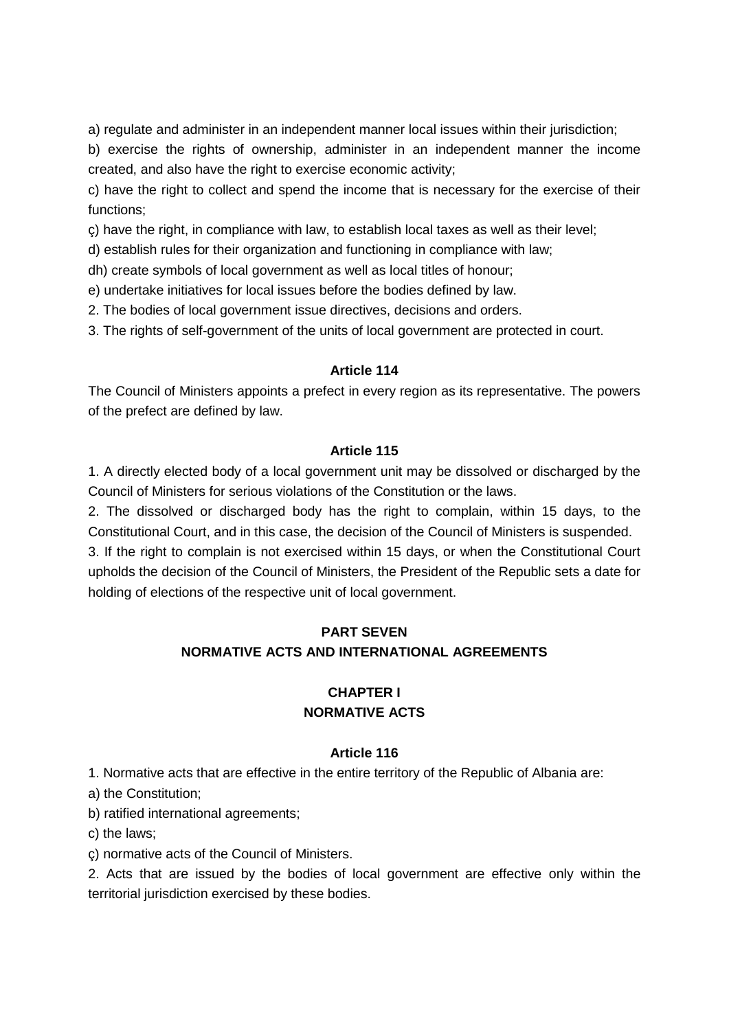a) regulate and administer in an independent manner local issues within their jurisdiction;

b) exercise the rights of ownership, administer in an independent manner the income created, and also have the right to exercise economic activity;

c) have the right to collect and spend the income that is necessary for the exercise of their functions;

ç) have the right, in compliance with law, to establish local taxes as well as their level;

d) establish rules for their organization and functioning in compliance with law;

dh) create symbols of local government as well as local titles of honour;

e) undertake initiatives for local issues before the bodies defined by law.

2. The bodies of local government issue directives, decisions and orders.

3. The rights of self-government of the units of local government are protected in court.

#### Article 114

The Council of Ministers appoints a prefect in every region as its representative. The powers of the prefect are defined by law.

#### Article 115

1. A directly elected body of a local government unit may be dissolved or discharged by the Council of Ministers for serious violations of the Constitution or the laws.

2. The dissolved or discharged body has the right to complain, within 15 days, to the Constitutional Court, and in this case, the decision of the Council of Ministers is suspended.

3. If the right to complain is not exercised within 15 days, or when the Constitutional Court upholds the decision of the Council of Ministers, the President of the Republic sets a date for holding of elections of the respective unit of local government.

## PART SEVEN
## NORMATIVE ACTS AND INTERNATIONAL AGREEMENTS

### CHAPTER I
### NORMATIVE ACTS

#### Article 116

1. Normative acts that are effective in the entire territory of the Republic of Albania are:

a) the Constitution;

b) ratified international agreements;

c) the laws;

ç) normative acts of the Council of Ministers.

2. Acts that are issued by the bodies of local government are effective only within the territorial jurisdiction exercised by these bodies.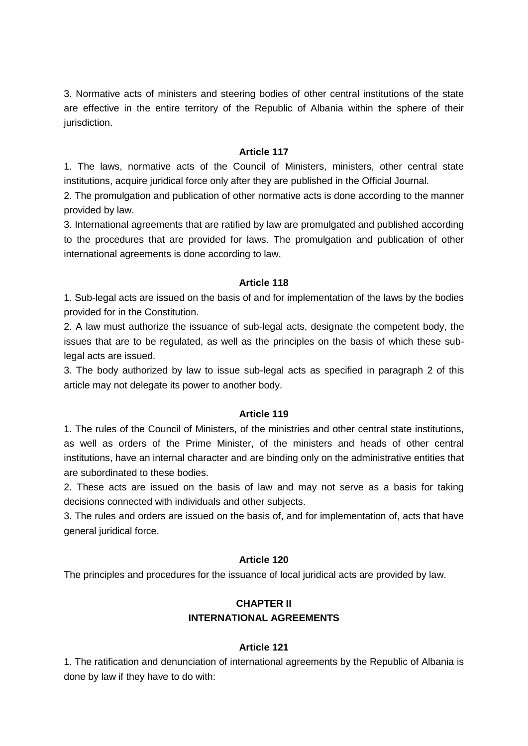3. Normative acts of ministers and steering bodies of other central institutions of the state are effective in the entire territory of the Republic of Albania within the sphere of their jurisdiction.

**Article 117**

1. The laws, normative acts of the Council of Ministers, ministers, other central state institutions, acquire juridical force only after they are published in the Official Journal.

2. The promulgation and publication of other normative acts is done according to the manner provided by law.

3. International agreements that are ratified by law are promulgated and published according to the procedures that are provided for laws. The promulgation and publication of other international agreements is done according to law.

**Article 118**

1. Sub-legal acts are issued on the basis of and for implementation of the laws by the bodies provided for in the Constitution.

2. A law must authorize the issuance of sub-legal acts, designate the competent body, the issues that are to be regulated, as well as the principles on the basis of which these sub-legal acts are issued.

3. The body authorized by law to issue sub-legal acts as specified in paragraph 2 of this article may not delegate its power to another body.

**Article 119**

1. The rules of the Council of Ministers, of the ministries and other central state institutions, as well as orders of the Prime Minister, of the ministers and heads of other central institutions, have an internal character and are binding only on the administrative entities that are subordinated to these bodies.

2. These acts are issued on the basis of law and may not serve as a basis for taking decisions connected with individuals and other subjects.

3. The rules and orders are issued on the basis of, and for implementation of, acts that have general juridical force.

**Article 120**

The principles and procedures for the issuance of local juridical acts are provided by law.

## CHAPTER II
## INTERNATIONAL AGREEMENTS

**Article 121**

1. The ratification and denunciation of international agreements by the Republic of Albania is done by law if they have to do with: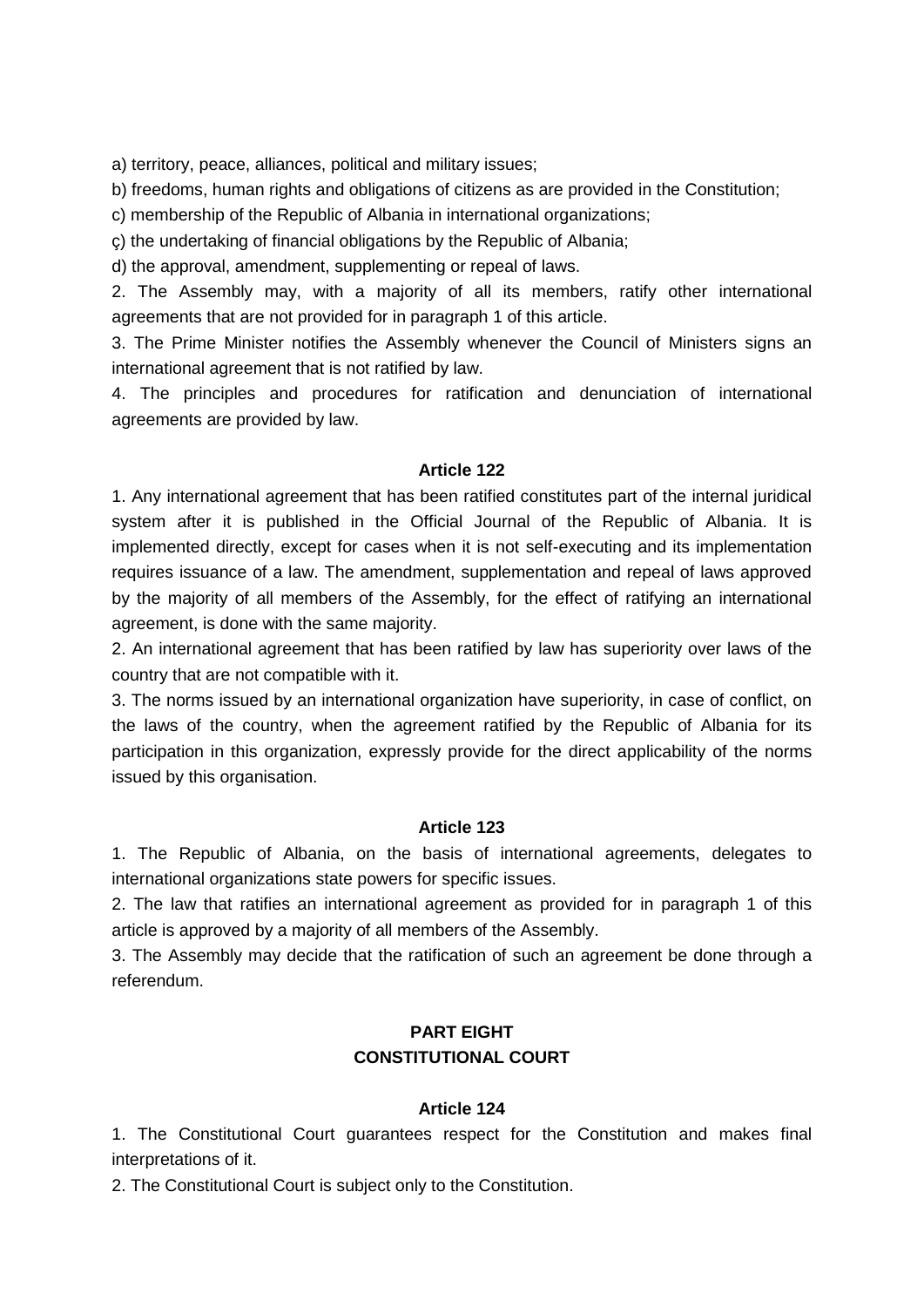a) territory, peace, alliances, political and military issues;

b) freedoms, human rights and obligations of citizens as are provided in the Constitution;

c) membership of the Republic of Albania in international organizations;

ç) the undertaking of financial obligations by the Republic of Albania;

d) the approval, amendment, supplementing or repeal of laws.

2. The Assembly may, with a majority of all its members, ratify other international agreements that are not provided for in paragraph 1 of this article.

3. The Prime Minister notifies the Assembly whenever the Council of Ministers signs an international agreement that is not ratified by law.

4. The principles and procedures for ratification and denunciation of international agreements are provided by law.

**Article 122**

1. Any international agreement that has been ratified constitutes part of the internal juridical system after it is published in the Official Journal of the Republic of Albania. It is implemented directly, except for cases when it is not self-executing and its implementation requires issuance of a law. The amendment, supplementation and repeal of laws approved by the majority of all members of the Assembly, for the effect of ratifying an international agreement, is done with the same majority.

2. An international agreement that has been ratified by law has superiority over laws of the country that are not compatible with it.

3. The norms issued by an international organization have superiority, in case of conflict, on the laws of the country, when the agreement ratified by the Republic of Albania for its participation in this organization, expressly provide for the direct applicability of the norms issued by this organisation.

**Article 123**

1. The Republic of Albania, on the basis of international agreements, delegates to international organizations state powers for specific issues.

2. The law that ratifies an international agreement as provided for in paragraph 1 of this article is approved by a majority of all members of the Assembly.

3. The Assembly may decide that the ratification of such an agreement be done through a referendum.

## PART EIGHT
## CONSTITUTIONAL COURT

**Article 124**

1. The Constitutional Court guarantees respect for the Constitution and makes final interpretations of it.

2. The Constitutional Court is subject only to the Constitution.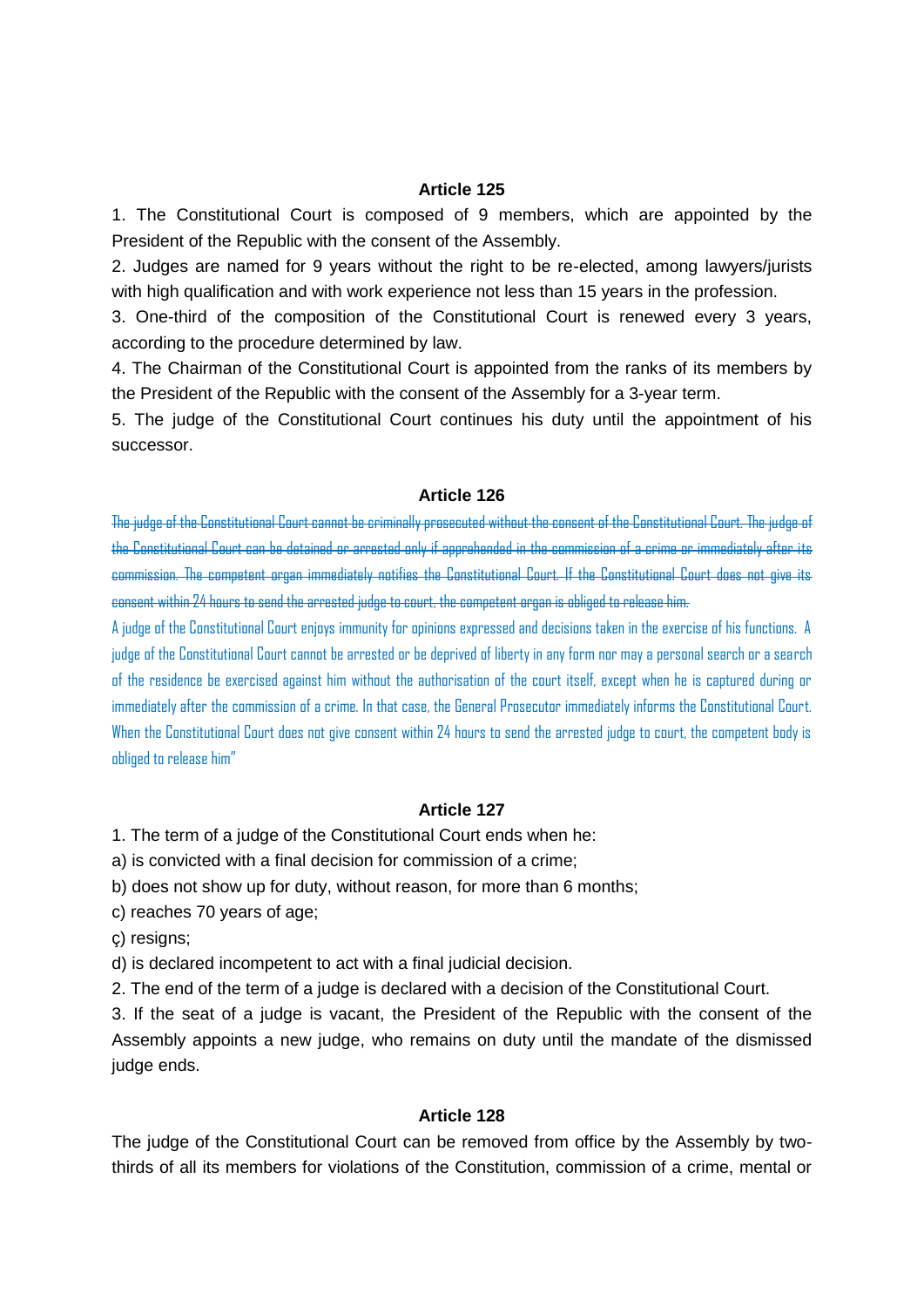### Article 125

1. The Constitutional Court is composed of 9 members, which are appointed by the President of the Republic with the consent of the Assembly.

2. Judges are named for 9 years without the right to be re-elected, among lawyers/jurists with high qualification and with work experience not less than 15 years in the profession.

3. One-third of the composition of the Constitutional Court is renewed every 3 years, according to the procedure determined by law.

4. The Chairman of the Constitutional Court is appointed from the ranks of its members by the President of the Republic with the consent of the Assembly for a 3-year term.

5. The judge of the Constitutional Court continues his duty until the appointment of his successor.

### Article 126

~~The judge of the Constitutional Court cannot be criminally prosecuted without the consent of the Constitutional Court. The judge of the Constitutional Court can be detained or arrested only if apprehended in the commission of a crime or immediately after its commission. The competent organ immediately notifies the Constitutional Court. If the Constitutional Court does not give its consent within 24 hours to send the arrested judge to court, the competent organ is obliged to release him.~~

A judge of the Constitutional Court enjoys immunity for opinions expressed and decisions taken in the exercise of his functions. A judge of the Constitutional Court cannot be arrested or be deprived of liberty in any form nor may a personal search or a search of the residence be exercised against him without the authorisation of the court itself, except when he is captured during or immediately after the commission of a crime. In that case, the General Prosecutor immediately informs the Constitutional Court. When the Constitutional Court does not give consent within 24 hours to send the arrested judge to court, the competent body is obliged to release him"

### Article 127

1. The term of a judge of the Constitutional Court ends when he:

a) is convicted with a final decision for commission of a crime;

b) does not show up for duty, without reason, for more than 6 months;

c) reaches 70 years of age;

ç) resigns;

d) is declared incompetent to act with a final judicial decision.

2. The end of the term of a judge is declared with a decision of the Constitutional Court.

3. If the seat of a judge is vacant, the President of the Republic with the consent of the Assembly appoints a new judge, who remains on duty until the mandate of the dismissed judge ends.

### Article 128

The judge of the Constitutional Court can be removed from office by the Assembly by two-thirds of all its members for violations of the Constitution, commission of a crime, mental or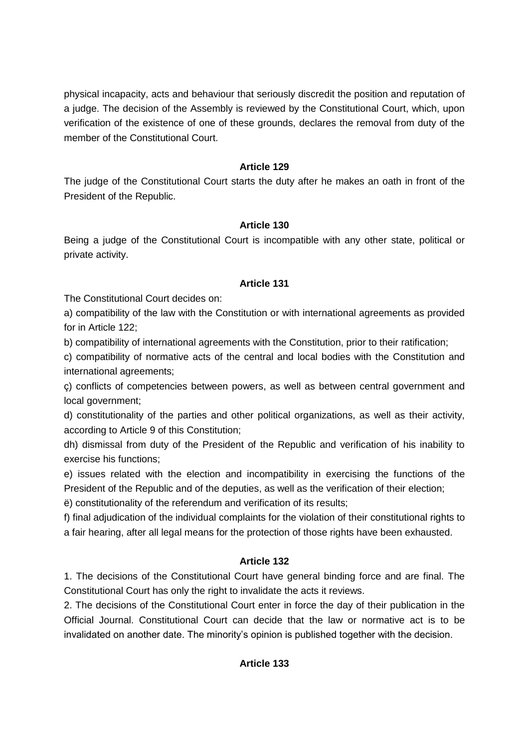physical incapacity, acts and behaviour that seriously discredit the position and reputation of a judge. The decision of the Assembly is reviewed by the Constitutional Court, which, upon verification of the existence of one of these grounds, declares the removal from duty of the member of the Constitutional Court.

**Article 129**

The judge of the Constitutional Court starts the duty after he makes an oath in front of the President of the Republic.

**Article 130**

Being a judge of the Constitutional Court is incompatible with any other state, political or private activity.

**Article 131**

The Constitutional Court decides on:

a) compatibility of the law with the Constitution or with international agreements as provided for in Article 122;

b) compatibility of international agreements with the Constitution, prior to their ratification;

c) compatibility of normative acts of the central and local bodies with the Constitution and international agreements;

ç) conflicts of competencies between powers, as well as between central government and local government;

d) constitutionality of the parties and other political organizations, as well as their activity, according to Article 9 of this Constitution;

dh) dismissal from duty of the President of the Republic and verification of his inability to exercise his functions;

e) issues related with the election and incompatibility in exercising the functions of the President of the Republic and of the deputies, as well as the verification of their election;

ë) constitutionality of the referendum and verification of its results;

f) final adjudication of the individual complaints for the violation of their constitutional rights to a fair hearing, after all legal means for the protection of those rights have been exhausted.

**Article 132**

1. The decisions of the Constitutional Court have general binding force and are final. The Constitutional Court has only the right to invalidate the acts it reviews.
2. The decisions of the Constitutional Court enter in force the day of their publication in the Official Journal. Constitutional Court can decide that the law or normative act is to be invalidated on another date. The minority's opinion is published together with the decision.

**Article 133**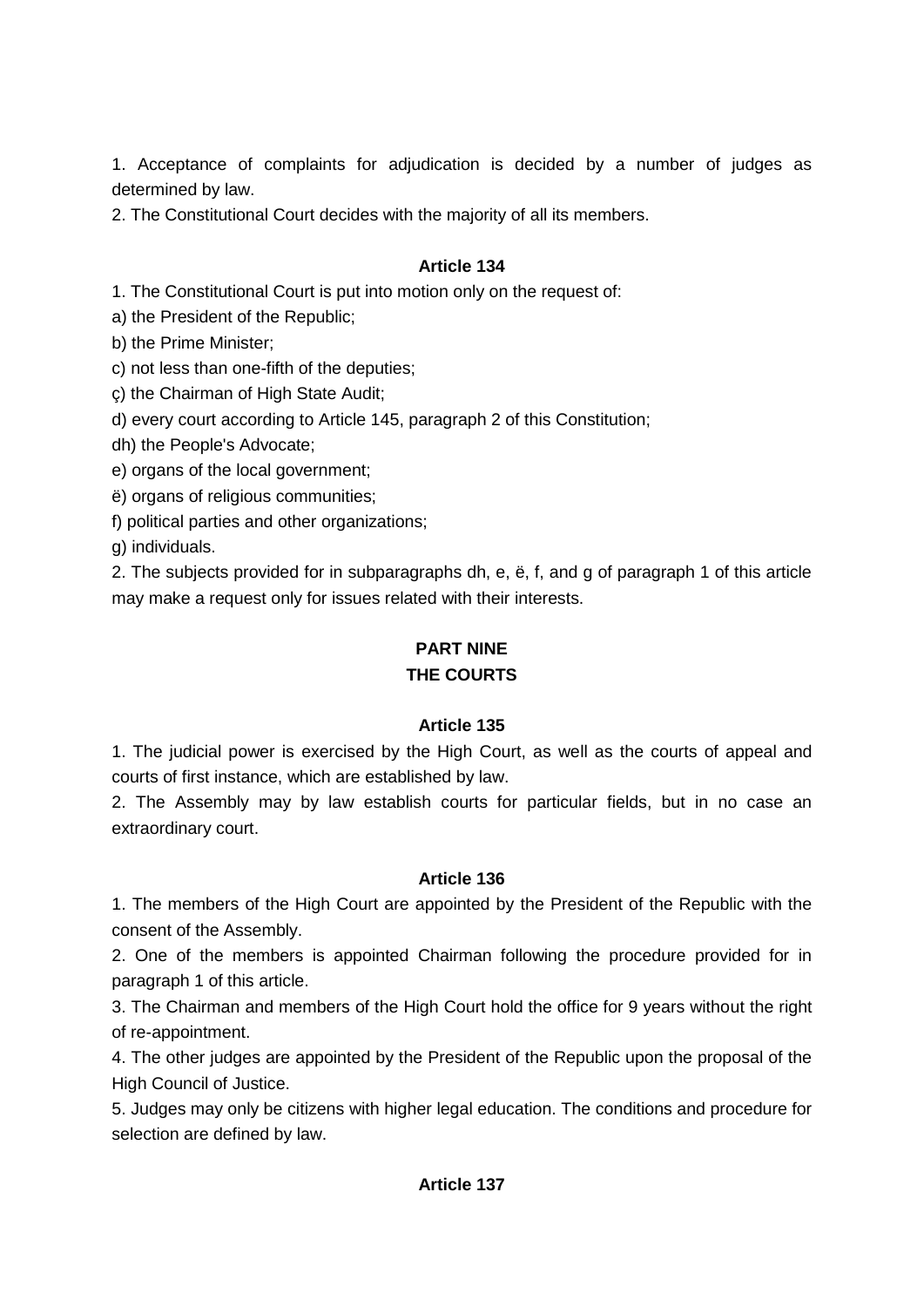1. Acceptance of complaints for adjudication is decided by a number of judges as determined by law.

2. The Constitutional Court decides with the majority of all its members.

**Article 134**

1. The Constitutional Court is put into motion only on the request of:

a) the President of the Republic;

b) the Prime Minister;

c) not less than one-fifth of the deputies;

ç) the Chairman of High State Audit;

d) every court according to Article 145, paragraph 2 of this Constitution;

dh) the People's Advocate;

e) organs of the local government;

ë) organs of religious communities;

f) political parties and other organizations;

g) individuals.

2. The subjects provided for in subparagraphs dh, e, ë, f, and g of paragraph 1 of this article may make a request only for issues related with their interests.

## PART NINE
## THE COURTS

**Article 135**

1. The judicial power is exercised by the High Court, as well as the courts of appeal and courts of first instance, which are established by law.

2. The Assembly may by law establish courts for particular fields, but in no case an extraordinary court.

**Article 136**

1. The members of the High Court are appointed by the President of the Republic with the consent of the Assembly.

2. One of the members is appointed Chairman following the procedure provided for in paragraph 1 of this article.

3. The Chairman and members of the High Court hold the office for 9 years without the right of re-appointment.

4. The other judges are appointed by the President of the Republic upon the proposal of the High Council of Justice.

5. Judges may only be citizens with higher legal education. The conditions and procedure for selection are defined by law.

**Article 137**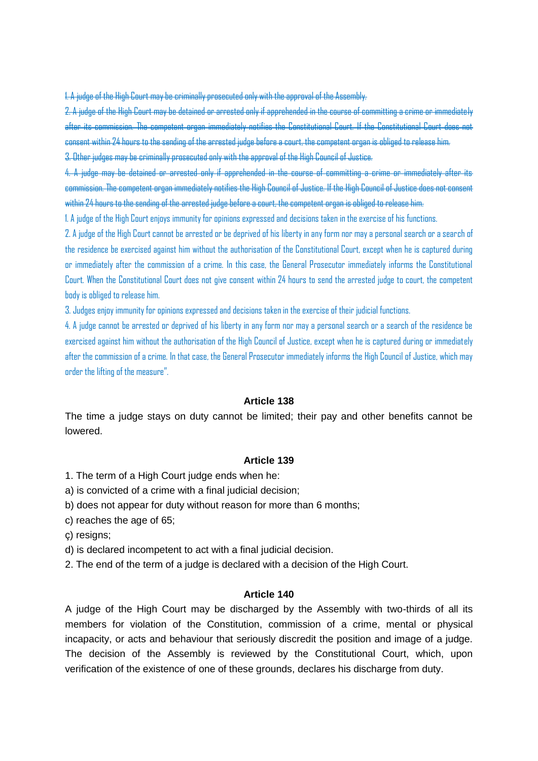~~1. A judge of the High Court may be criminally prosecuted only with the approval of the Assembly.~~

~~2. A judge of the High Court may be detained or arrested only if apprehended in the course of committing a crime or immediately after its commission. The competent organ immediately notifies the Constitutional Court. If the Constitutional Court does not consent within 24 hours to the sending of the arrested judge before a court, the competent organ is obliged to release him.~~

~~3. Other judges may be criminally prosecuted only with the approval of the High Council of Justice.~~

~~4. A judge may be detained or arrested only if apprehended in the course of committing a crime or immediately after its commission. The competent organ immediately notifies the High Council of Justice. If the High Council of Justice does not consent within 24 hours to the sending of the arrested judge before a court, the competent organ is obliged to release him.~~

1. A judge of the High Court enjoys immunity for opinions expressed and decisions taken in the exercise of his functions.

2. A judge of the High Court cannot be arrested or be deprived of his liberty in any form nor may a personal search or a search of the residence be exercised against him without the authorisation of the Constitutional Court, except when he is captured during or immediately after the commission of a crime. In this case, the General Prosecutor immediately informs the Constitutional Court. When the Constitutional Court does not give consent within 24 hours to send the arrested judge to court, the competent body is obliged to release him.

3. Judges enjoy immunity for opinions expressed and decisions taken in the exercise of their judicial functions.

4. A judge cannot be arrested or deprived of his liberty in any form nor may a personal search or a search of the residence be exercised against him without the authorisation of the High Council of Justice, except when he is captured during or immediately after the commission of a crime. In that case, the General Prosecutor immediately informs the High Council of Justice, which may order the lifting of the measure".

### Article 138

The time a judge stays on duty cannot be limited; their pay and other benefits cannot be lowered.

### Article 139

1. The term of a High Court judge ends when he:

a) is convicted of a crime with a final judicial decision;

b) does not appear for duty without reason for more than 6 months;

c) reaches the age of 65;

ç) resigns;

d) is declared incompetent to act with a final judicial decision.

2. The end of the term of a judge is declared with a decision of the High Court.

### Article 140

A judge of the High Court may be discharged by the Assembly with two-thirds of all its members for violation of the Constitution, commission of a crime, mental or physical incapacity, or acts and behaviour that seriously discredit the position and image of a judge. The decision of the Assembly is reviewed by the Constitutional Court, which, upon verification of the existence of one of these grounds, declares his discharge from duty.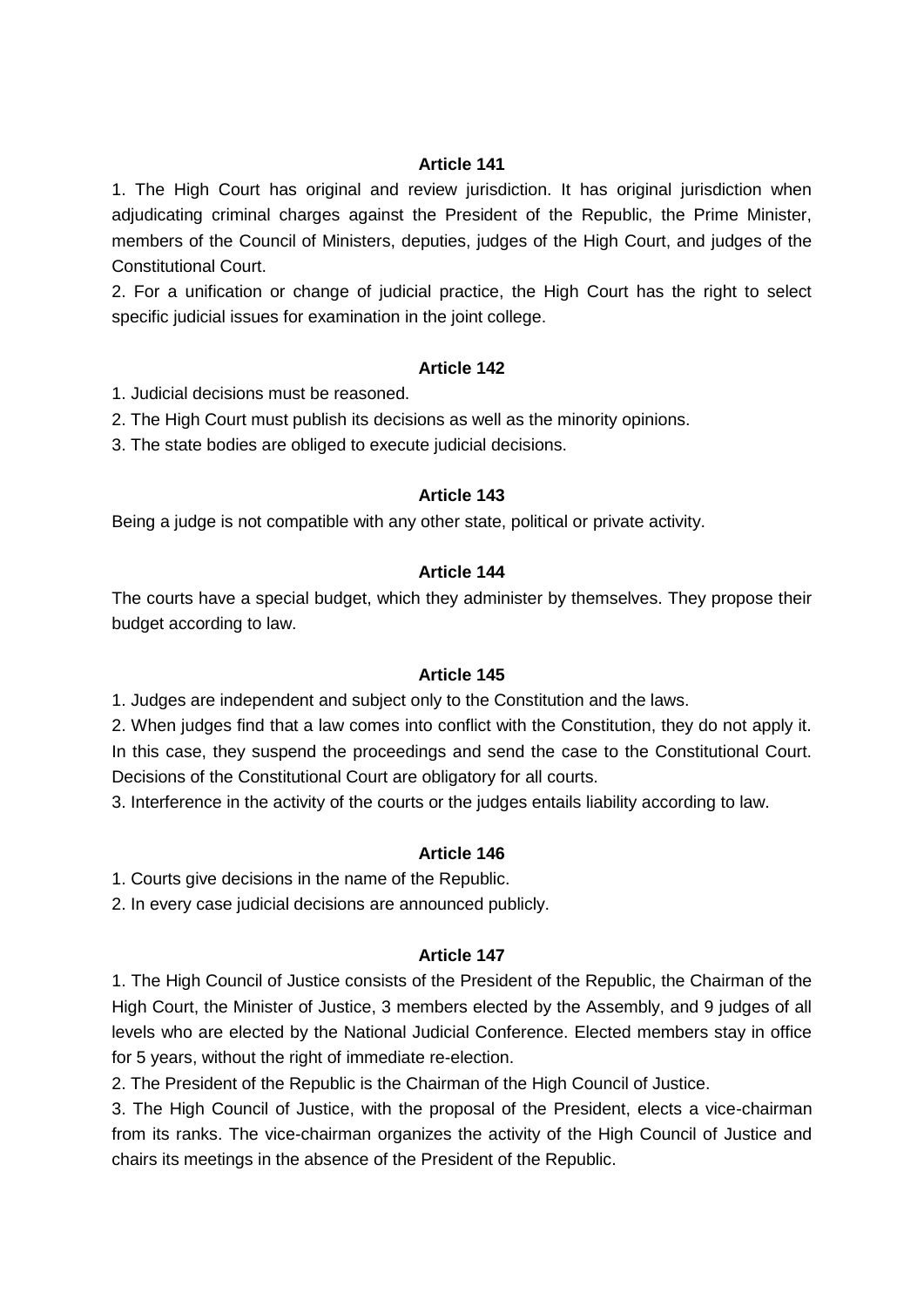**Article 141**

1. The High Court has original and review jurisdiction. It has original jurisdiction when adjudicating criminal charges against the President of the Republic, the Prime Minister, members of the Council of Ministers, deputies, judges of the High Court, and judges of the Constitutional Court.

2. For a unification or change of judicial practice, the High Court has the right to select specific judicial issues for examination in the joint college.

**Article 142**

1. Judicial decisions must be reasoned.

2. The High Court must publish its decisions as well as the minority opinions.

3. The state bodies are obliged to execute judicial decisions.

**Article 143**

Being a judge is not compatible with any other state, political or private activity.

**Article 144**

The courts have a special budget, which they administer by themselves. They propose their budget according to law.

**Article 145**

1. Judges are independent and subject only to the Constitution and the laws.

2. When judges find that a law comes into conflict with the Constitution, they do not apply it. In this case, they suspend the proceedings and send the case to the Constitutional Court. Decisions of the Constitutional Court are obligatory for all courts.

3. Interference in the activity of the courts or the judges entails liability according to law.

**Article 146**

1. Courts give decisions in the name of the Republic.

2. In every case judicial decisions are announced publicly.

**Article 147**

1. The High Council of Justice consists of the President of the Republic, the Chairman of the High Court, the Minister of Justice, 3 members elected by the Assembly, and 9 judges of all levels who are elected by the National Judicial Conference. Elected members stay in office for 5 years, without the right of immediate re-election.

2. The President of the Republic is the Chairman of the High Council of Justice.

3. The High Council of Justice, with the proposal of the President, elects a vice-chairman from its ranks. The vice-chairman organizes the activity of the High Council of Justice and chairs its meetings in the absence of the President of the Republic.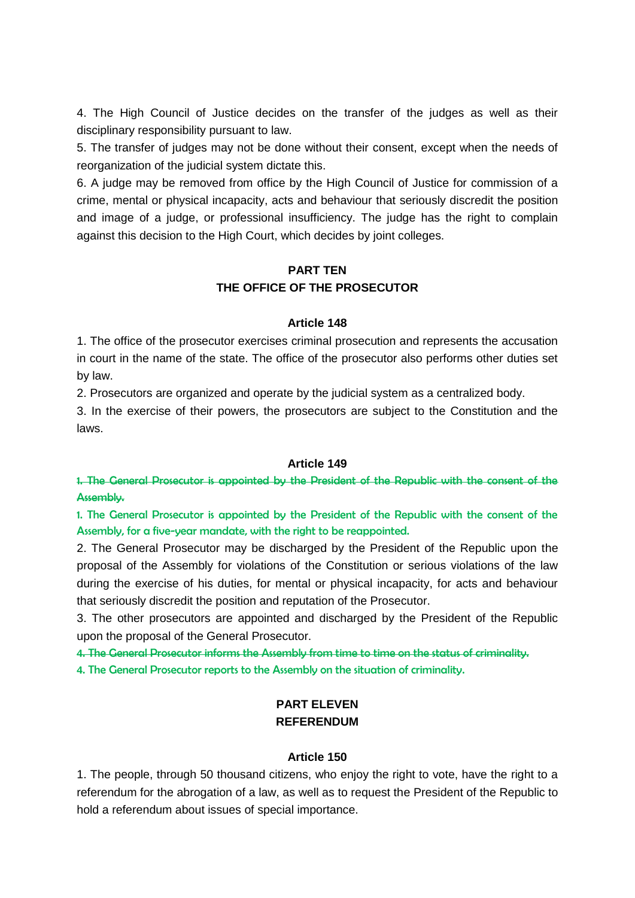4. The High Council of Justice decides on the transfer of the judges as well as their disciplinary responsibility pursuant to law.

5. The transfer of judges may not be done without their consent, except when the needs of reorganization of the judicial system dictate this.

6. A judge may be removed from office by the High Council of Justice for commission of a crime, mental or physical incapacity, acts and behaviour that seriously discredit the position and image of a judge, or professional insufficiency. The judge has the right to complain against this decision to the High Court, which decides by joint colleges.

## PART TEN
## THE OFFICE OF THE PROSECUTOR

### Article 148

1. The office of the prosecutor exercises criminal prosecution and represents the accusation in court in the name of the state. The office of the prosecutor also performs other duties set by law.

2. Prosecutors are organized and operate by the judicial system as a centralized body.

3. In the exercise of their powers, the prosecutors are subject to the Constitution and the laws.

### Article 149

~~1. The General Prosecutor is appointed by the President of the Republic with the consent of the Assembly.~~

1. The General Prosecutor is appointed by the President of the Republic with the consent of the Assembly, for a five-year mandate, with the right to be reappointed.

2. The General Prosecutor may be discharged by the President of the Republic upon the proposal of the Assembly for violations of the Constitution or serious violations of the law during the exercise of his duties, for mental or physical incapacity, for acts and behaviour that seriously discredit the position and reputation of the Prosecutor.

3. The other prosecutors are appointed and discharged by the President of the Republic upon the proposal of the General Prosecutor.

~~4. The General Prosecutor informs the Assembly from time to time on the status of criminality.~~

4. The General Prosecutor reports to the Assembly on the situation of criminality.

## PART ELEVEN
## REFERENDUM

### Article 150

1. The people, through 50 thousand citizens, who enjoy the right to vote, have the right to a referendum for the abrogation of a law, as well as to request the President of the Republic to hold a referendum about issues of special importance.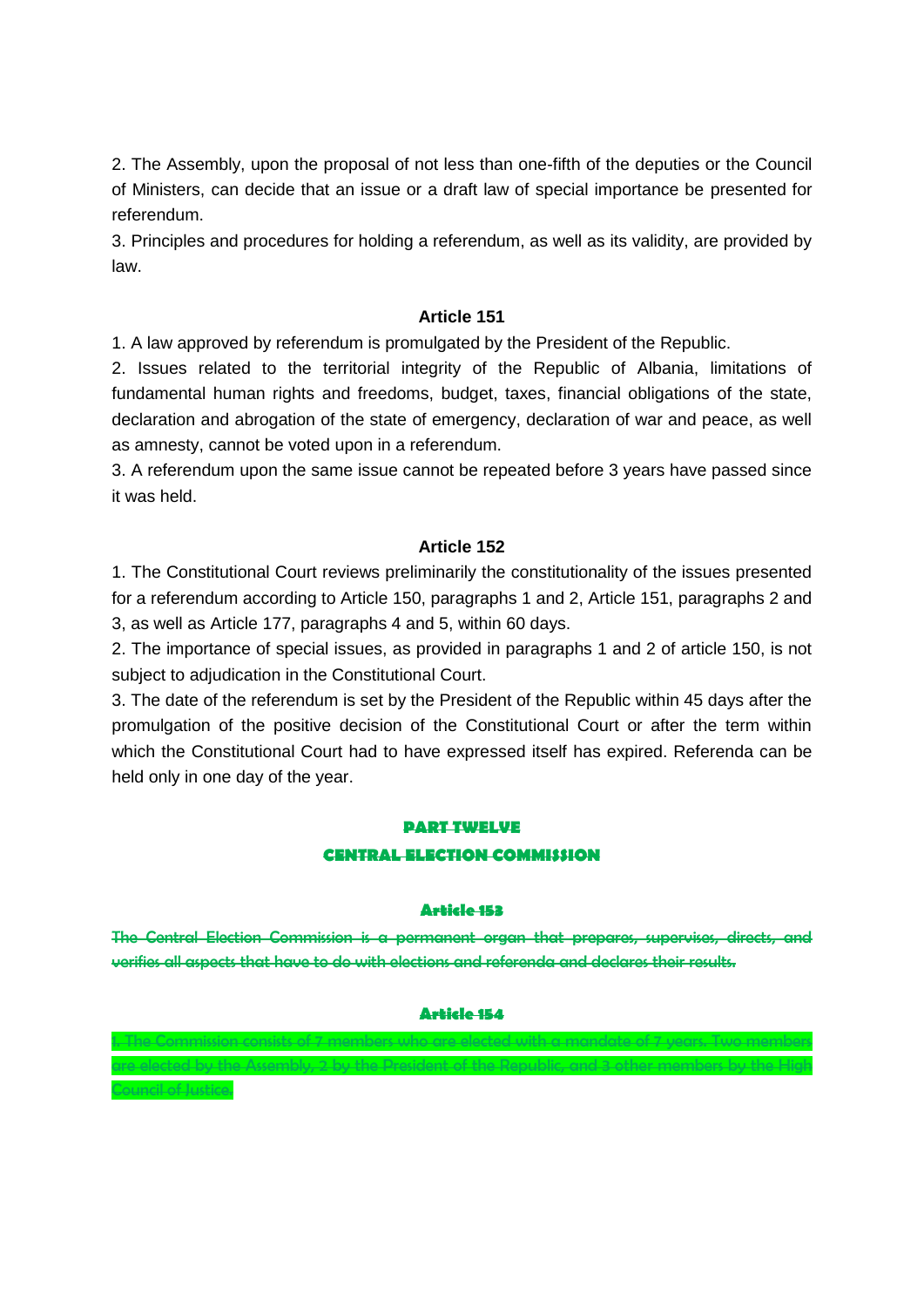2. The Assembly, upon the proposal of not less than one-fifth of the deputies or the Council of Ministers, can decide that an issue or a draft law of special importance be presented for referendum.

3. Principles and procedures for holding a referendum, as well as its validity, are provided by law.

### Article 151

1. A law approved by referendum is promulgated by the President of the Republic.

2. Issues related to the territorial integrity of the Republic of Albania, limitations of fundamental human rights and freedoms, budget, taxes, financial obligations of the state, declaration and abrogation of the state of emergency, declaration of war and peace, as well as amnesty, cannot be voted upon in a referendum.

3. A referendum upon the same issue cannot be repeated before 3 years have passed since it was held.

### Article 152

1. The Constitutional Court reviews preliminarily the constitutionality of the issues presented for a referendum according to Article 150, paragraphs 1 and 2, Article 151, paragraphs 2 and 3, as well as Article 177, paragraphs 4 and 5, within 60 days.

2. The importance of special issues, as provided in paragraphs 1 and 2 of article 150, is not subject to adjudication in the Constitutional Court.

3. The date of the referendum is set by the President of the Republic within 45 days after the promulgation of the positive decision of the Constitutional Court or after the term within which the Constitutional Court had to have expressed itself has expired. Referenda can be held only in one day of the year.

## PART TWELVE

## CENTRAL ELECTION COMMISSION

### Article 153

The Central Election Commission is a permanent organ that prepares, supervises, directs, and verifies all aspects that have to do with elections and referenda and declares their results.

### Article 154

1. The Commission consists of 7 members who are elected with a mandate of 7 years. Two members are elected by the Assembly, 2 by the President of the Republic, and 3 other members by the High Council of Justice.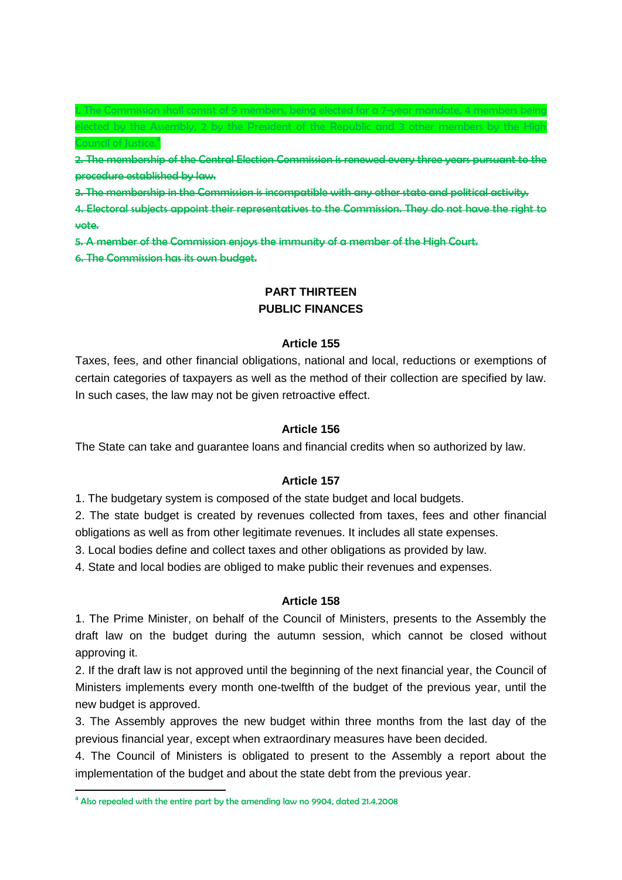1. The Commission shall consist of 9 members, being elected for a 7-year mandate, 4 members being elected by the Assembly, 2 by the President of the Republic and 3 other members by the High Council of Justice.[4]

~~2. The membership of the Central Election Commission is renewed every three years pursuant to the procedure established by law.~~

~~3. The membership in the Commission is incompatible with any other state and political activity.~~

~~4. Electoral subjects appoint their representatives to the Commission. They do not have the right to vote.~~

~~5. A member of the Commission enjoys the immunity of a member of the High Court.~~

~~6. The Commission has its own budget.~~

## PART THIRTEEN
## PUBLIC FINANCES

### Article 155

Taxes, fees, and other financial obligations, national and local, reductions or exemptions of certain categories of taxpayers as well as the method of their collection are specified by law. In such cases, the law may not be given retroactive effect.

### Article 156

The State can take and guarantee loans and financial credits when so authorized by law.

### Article 157

1. The budgetary system is composed of the state budget and local budgets.
2. The state budget is created by revenues collected from taxes, fees and other financial obligations as well as from other legitimate revenues. It includes all state expenses.
3. Local bodies define and collect taxes and other obligations as provided by law.
4. State and local bodies are obliged to make public their revenues and expenses.

### Article 158

1. The Prime Minister, on behalf of the Council of Ministers, presents to the Assembly the draft law on the budget during the autumn session, which cannot be closed without approving it.
2. If the draft law is not approved until the beginning of the next financial year, the Council of Ministers implements every month one-twelfth of the budget of the previous year, until the new budget is approved.
3. The Assembly approves the new budget within three months from the last day of the previous financial year, except when extraordinary measures have been decided.
4. The Council of Ministers is obligated to present to the Assembly a report about the implementation of the budget and about the state debt from the previous year.

[4] Also repealed with the entire part by the amending law no 9904, dated 21.4.2008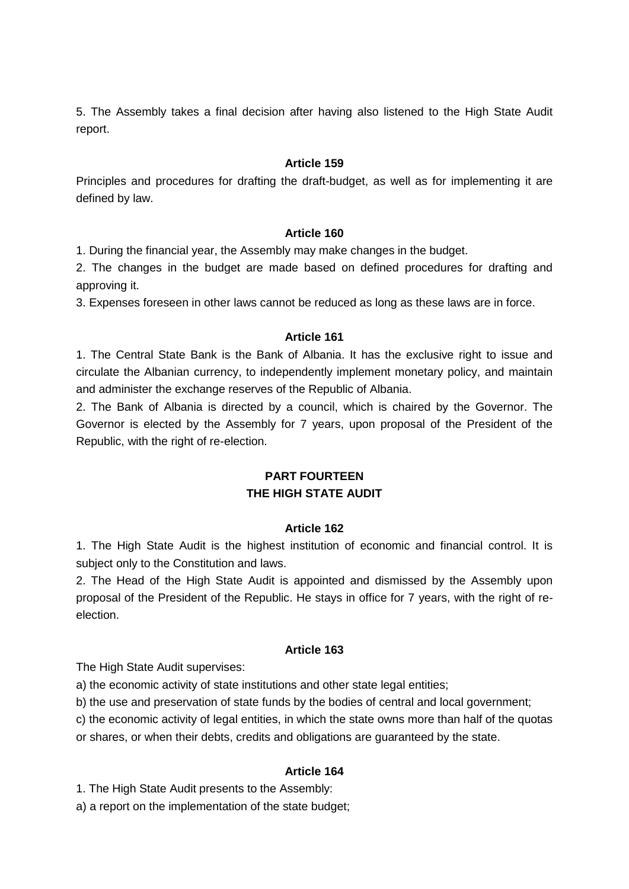5. The Assembly takes a final decision after having also listened to the High State Audit report.

### Article 159

Principles and procedures for drafting the draft-budget, as well as for implementing it are defined by law.

### Article 160

1. During the financial year, the Assembly may make changes in the budget.
2. The changes in the budget are made based on defined procedures for drafting and approving it.
3. Expenses foreseen in other laws cannot be reduced as long as these laws are in force.

### Article 161

1. The Central State Bank is the Bank of Albania. It has the exclusive right to issue and circulate the Albanian currency, to independently implement monetary policy, and maintain and administer the exchange reserves of the Republic of Albania.
2. The Bank of Albania is directed by a council, which is chaired by the Governor. The Governor is elected by the Assembly for 7 years, upon proposal of the President of the Republic, with the right of re-election.

## PART FOURTEEN
## THE HIGH STATE AUDIT

### Article 162

1. The High State Audit is the highest institution of economic and financial control. It is subject only to the Constitution and laws.
2. The Head of the High State Audit is appointed and dismissed by the Assembly upon proposal of the President of the Republic. He stays in office for 7 years, with the right of re-election.

### Article 163

The High State Audit supervises:

a) the economic activity of state institutions and other state legal entities;

b) the use and preservation of state funds by the bodies of central and local government;

c) the economic activity of legal entities, in which the state owns more than half of the quotas or shares, or when their debts, credits and obligations are guaranteed by the state.

### Article 164

1. The High State Audit presents to the Assembly:

a) a report on the implementation of the state budget;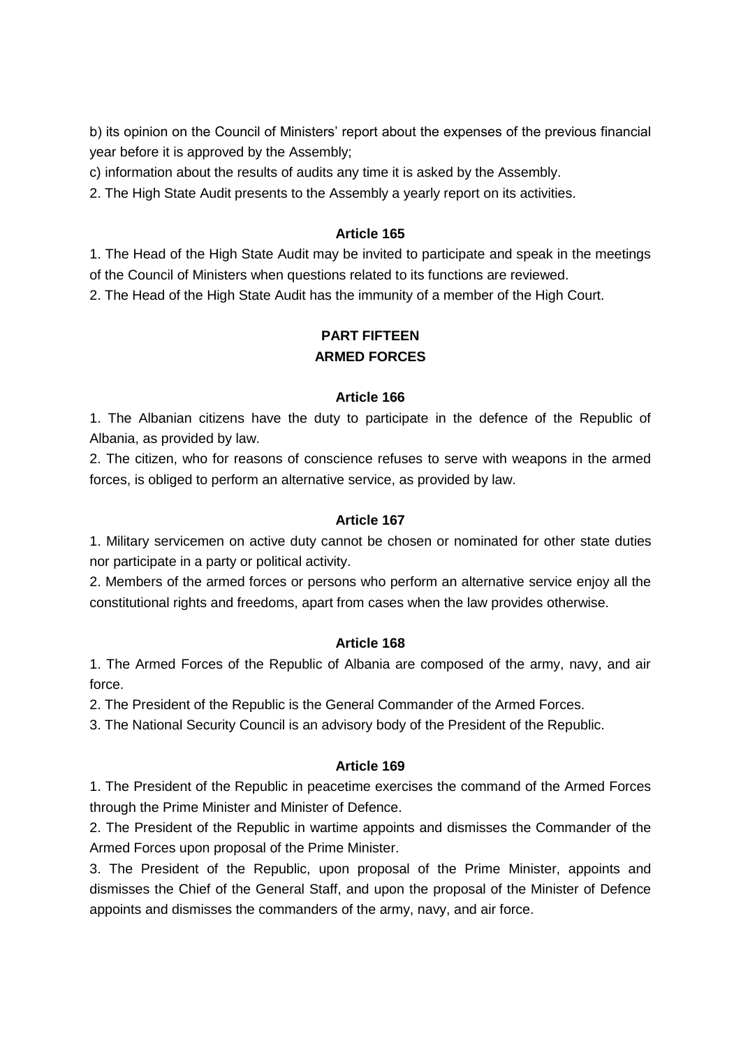b) its opinion on the Council of Ministers' report about the expenses of the previous financial year before it is approved by the Assembly;

c) information about the results of audits any time it is asked by the Assembly.

2. The High State Audit presents to the Assembly a yearly report on its activities.

#### Article 165

1. The Head of the High State Audit may be invited to participate and speak in the meetings of the Council of Ministers when questions related to its functions are reviewed.

2. The Head of the High State Audit has the immunity of a member of the High Court.

## PART FIFTEEN
## ARMED FORCES

#### Article 166

1. The Albanian citizens have the duty to participate in the defence of the Republic of Albania, as provided by law.

2. The citizen, who for reasons of conscience refuses to serve with weapons in the armed forces, is obliged to perform an alternative service, as provided by law.

#### Article 167

1. Military servicemen on active duty cannot be chosen or nominated for other state duties nor participate in a party or political activity.

2. Members of the armed forces or persons who perform an alternative service enjoy all the constitutional rights and freedoms, apart from cases when the law provides otherwise.

#### Article 168

1. The Armed Forces of the Republic of Albania are composed of the army, navy, and air force.

2. The President of the Republic is the General Commander of the Armed Forces.

3. The National Security Council is an advisory body of the President of the Republic.

#### Article 169

1. The President of the Republic in peacetime exercises the command of the Armed Forces through the Prime Minister and Minister of Defence.

2. The President of the Republic in wartime appoints and dismisses the Commander of the Armed Forces upon proposal of the Prime Minister.

3. The President of the Republic, upon proposal of the Prime Minister, appoints and dismisses the Chief of the General Staff, and upon the proposal of the Minister of Defence appoints and dismisses the commanders of the army, navy, and air force.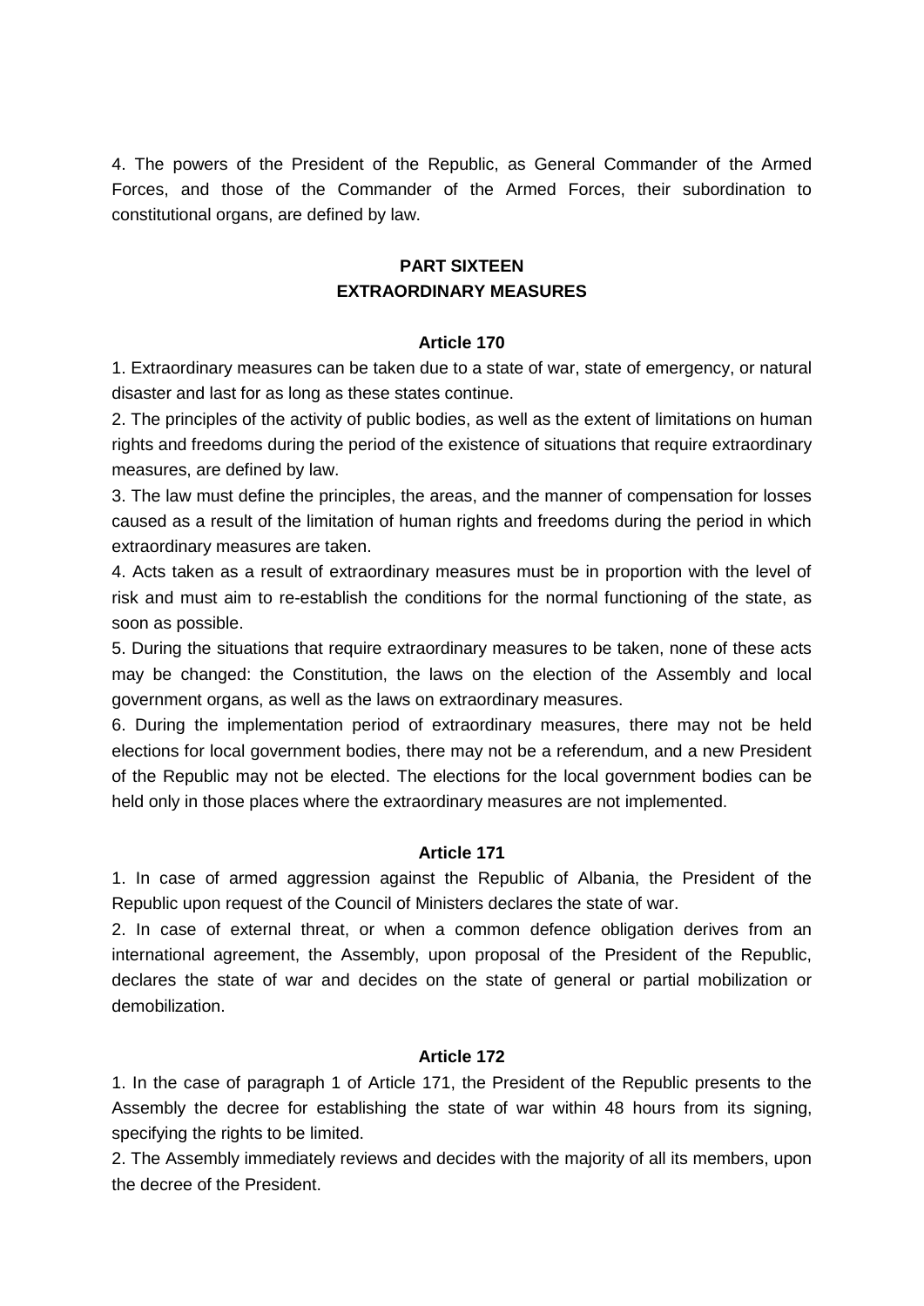4. The powers of the President of the Republic, as General Commander of the Armed Forces, and those of the Commander of the Armed Forces, their subordination to constitutional organs, are defined by law.

## PART SIXTEEN
## EXTRAORDINARY MEASURES

### Article 170

1. Extraordinary measures can be taken due to a state of war, state of emergency, or natural disaster and last for as long as these states continue.
2. The principles of the activity of public bodies, as well as the extent of limitations on human rights and freedoms during the period of the existence of situations that require extraordinary measures, are defined by law.
3. The law must define the principles, the areas, and the manner of compensation for losses caused as a result of the limitation of human rights and freedoms during the period in which extraordinary measures are taken.
4. Acts taken as a result of extraordinary measures must be in proportion with the level of risk and must aim to re-establish the conditions for the normal functioning of the state, as soon as possible.
5. During the situations that require extraordinary measures to be taken, none of these acts may be changed: the Constitution, the laws on the election of the Assembly and local government organs, as well as the laws on extraordinary measures.
6. During the implementation period of extraordinary measures, there may not be held elections for local government bodies, there may not be a referendum, and a new President of the Republic may not be elected. The elections for the local government bodies can be held only in those places where the extraordinary measures are not implemented.

### Article 171

1. In case of armed aggression against the Republic of Albania, the President of the Republic upon request of the Council of Ministers declares the state of war.
2. In case of external threat, or when a common defence obligation derives from an international agreement, the Assembly, upon proposal of the President of the Republic, declares the state of war and decides on the state of general or partial mobilization or demobilization.

### Article 172

1. In the case of paragraph 1 of Article 171, the President of the Republic presents to the Assembly the decree for establishing the state of war within 48 hours from its signing, specifying the rights to be limited.
2. The Assembly immediately reviews and decides with the majority of all its members, upon the decree of the President.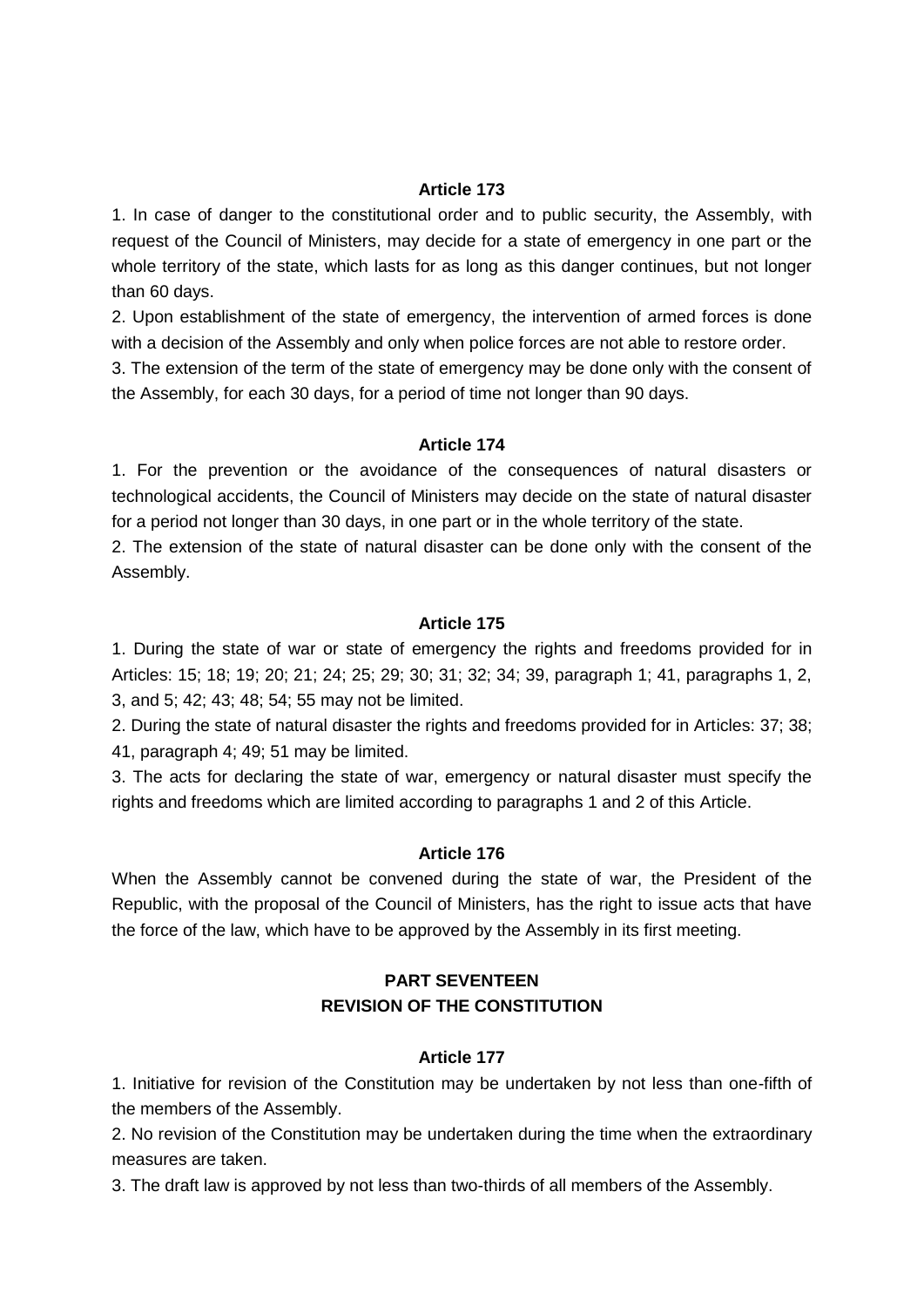### Article 173

1. In case of danger to the constitutional order and to public security, the Assembly, with request of the Council of Ministers, may decide for a state of emergency in one part or the whole territory of the state, which lasts for as long as this danger continues, but not longer than 60 days.

2. Upon establishment of the state of emergency, the intervention of armed forces is done with a decision of the Assembly and only when police forces are not able to restore order.

3. The extension of the term of the state of emergency may be done only with the consent of the Assembly, for each 30 days, for a period of time not longer than 90 days.

### Article 174

1. For the prevention or the avoidance of the consequences of natural disasters or technological accidents, the Council of Ministers may decide on the state of natural disaster for a period not longer than 30 days, in one part or in the whole territory of the state.

2. The extension of the state of natural disaster can be done only with the consent of the Assembly.

### Article 175

1. During the state of war or state of emergency the rights and freedoms provided for in Articles: 15; 18; 19; 20; 21; 24; 25; 29; 30; 31; 32; 34; 39, paragraph 1; 41, paragraphs 1, 2, 3, and 5; 42; 43; 48; 54; 55 may not be limited.

2. During the state of natural disaster the rights and freedoms provided for in Articles: 37; 38; 41, paragraph 4; 49; 51 may be limited.

3. The acts for declaring the state of war, emergency or natural disaster must specify the rights and freedoms which are limited according to paragraphs 1 and 2 of this Article.

### Article 176

When the Assembly cannot be convened during the state of war, the President of the Republic, with the proposal of the Council of Ministers, has the right to issue acts that have the force of the law, which have to be approved by the Assembly in its first meeting.

## PART SEVENTEEN
## REVISION OF THE CONSTITUTION

### Article 177

1. Initiative for revision of the Constitution may be undertaken by not less than one-fifth of the members of the Assembly.

2. No revision of the Constitution may be undertaken during the time when the extraordinary measures are taken.

3. The draft law is approved by not less than two-thirds of all members of the Assembly.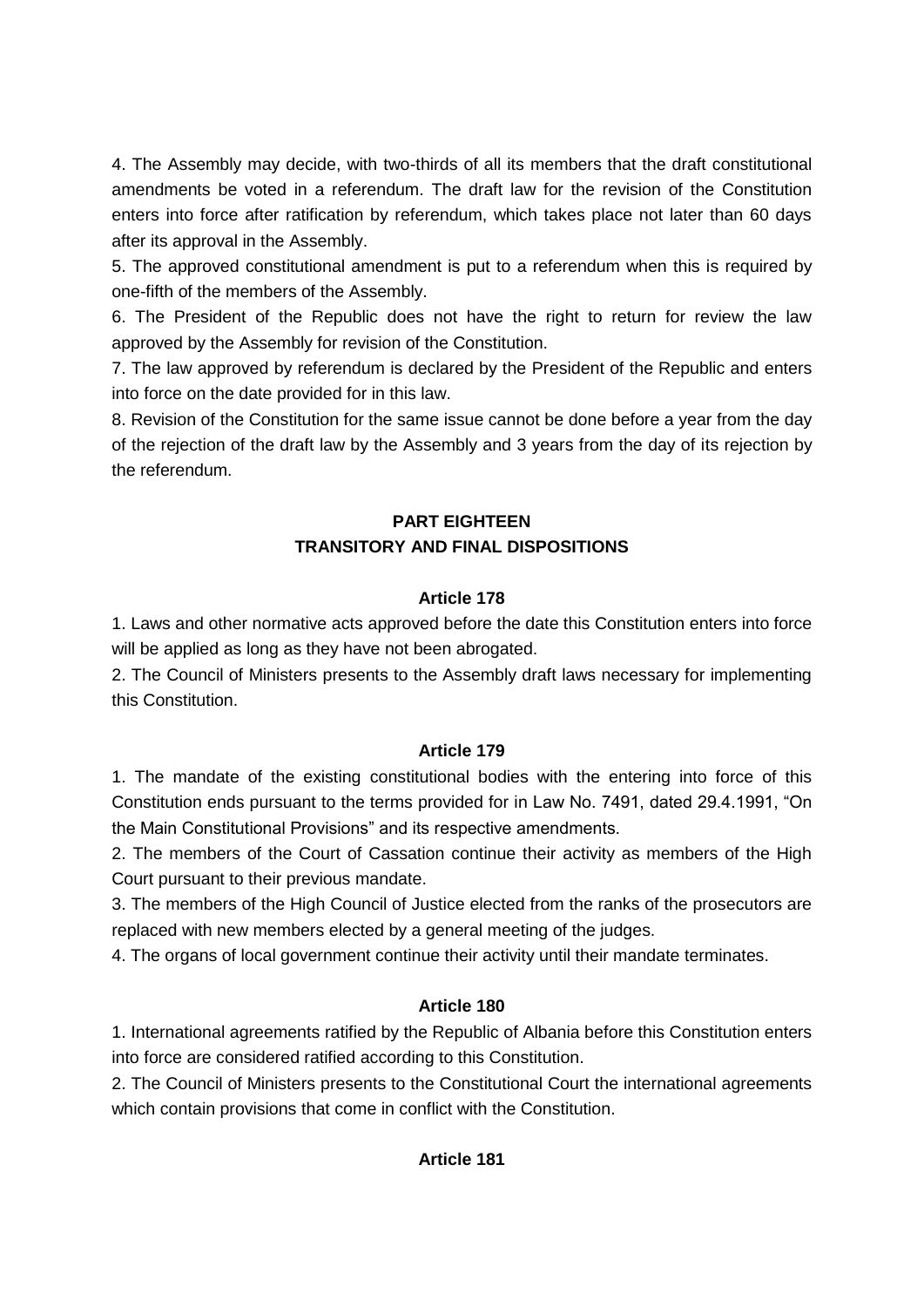4. The Assembly may decide, with two-thirds of all its members that the draft constitutional amendments be voted in a referendum. The draft law for the revision of the Constitution enters into force after ratification by referendum, which takes place not later than 60 days after its approval in the Assembly.

5. The approved constitutional amendment is put to a referendum when this is required by one-fifth of the members of the Assembly.

6. The President of the Republic does not have the right to return for review the law approved by the Assembly for revision of the Constitution.

7. The law approved by referendum is declared by the President of the Republic and enters into force on the date provided for in this law.

8. Revision of the Constitution for the same issue cannot be done before a year from the day of the rejection of the draft law by the Assembly and 3 years from the day of its rejection by the referendum.

## PART EIGHTEEN
## TRANSITORY AND FINAL DISPOSITIONS

### Article 178

1. Laws and other normative acts approved before the date this Constitution enters into force will be applied as long as they have not been abrogated.

2. The Council of Ministers presents to the Assembly draft laws necessary for implementing this Constitution.

### Article 179

1. The mandate of the existing constitutional bodies with the entering into force of this Constitution ends pursuant to the terms provided for in Law No. 7491, dated 29.4.1991, "On the Main Constitutional Provisions" and its respective amendments.

2. The members of the Court of Cassation continue their activity as members of the High Court pursuant to their previous mandate.

3. The members of the High Council of Justice elected from the ranks of the prosecutors are replaced with new members elected by a general meeting of the judges.

4. The organs of local government continue their activity until their mandate terminates.

### Article 180

1. International agreements ratified by the Republic of Albania before this Constitution enters into force are considered ratified according to this Constitution.

2. The Council of Ministers presents to the Constitutional Court the international agreements which contain provisions that come in conflict with the Constitution.

### Article 181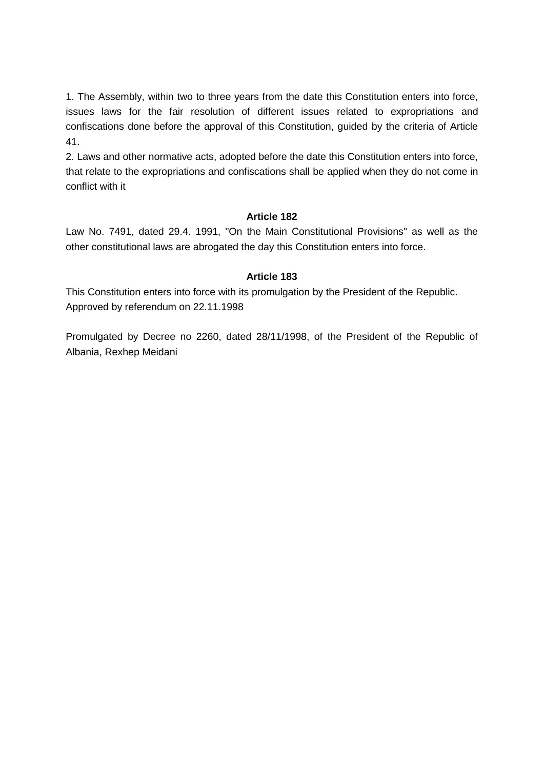1. The Assembly, within two to three years from the date this Constitution enters into force, issues laws for the fair resolution of different issues related to expropriations and confiscations done before the approval of this Constitution, guided by the criteria of Article 41.

2. Laws and other normative acts, adopted before the date this Constitution enters into force, that relate to the expropriations and confiscations shall be applied when they do not come in conflict with it

### Article 182

Law No. 7491, dated 29.4. 1991, "On the Main Constitutional Provisions" as well as the other constitutional laws are abrogated the day this Constitution enters into force.

### Article 183

This Constitution enters into force with its promulgation by the President of the Republic.
Approved by referendum on 22.11.1998

Promulgated by Decree no 2260, dated 28/11/1998, of the President of the Republic of Albania, Rexhep Meidani